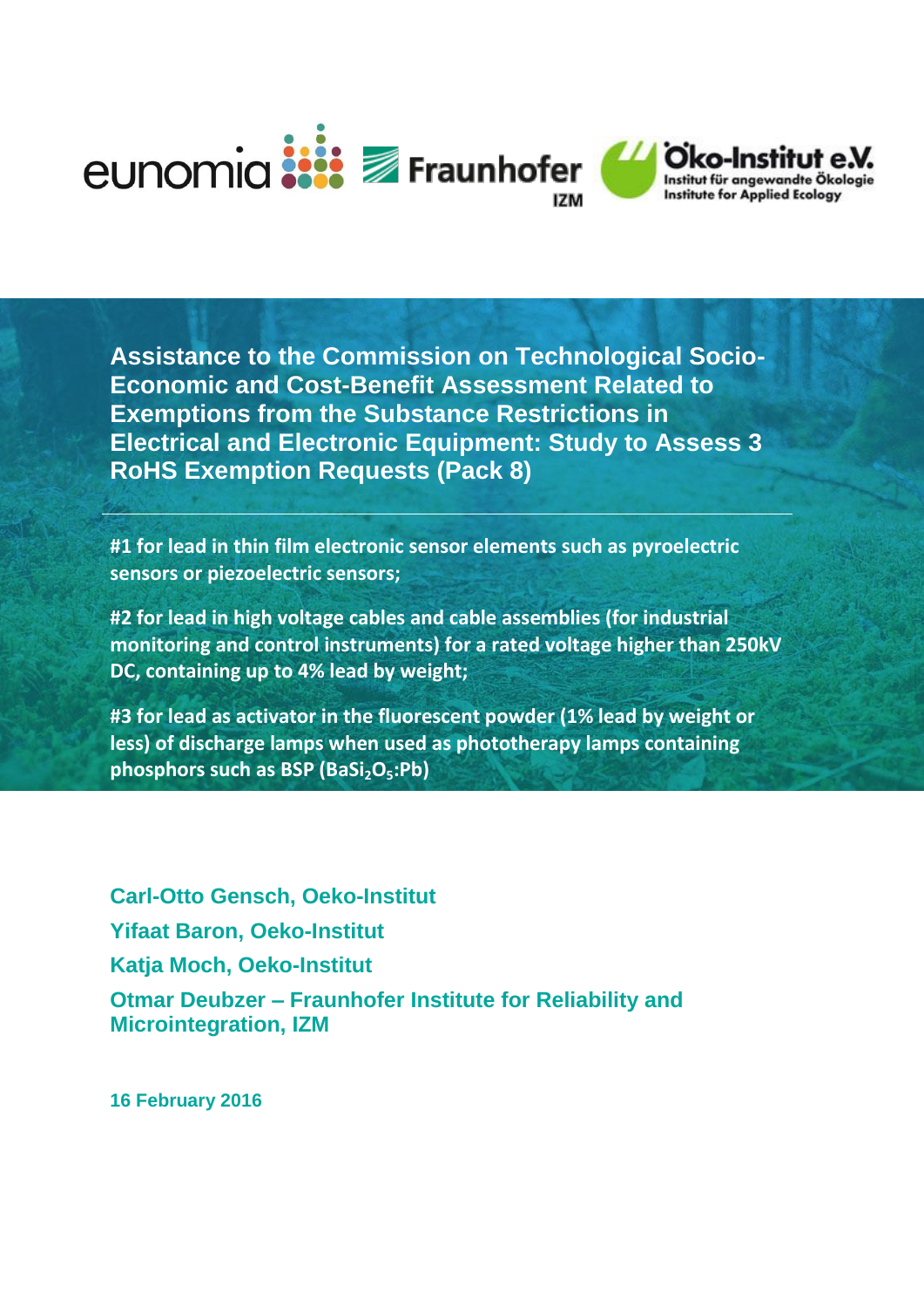# Assistance to the Commission on Technological Socio-Economic and Cost-Benefit Assessment Related to Exemptions from the Substance Restrictions in Electrical and Electronic Equipment: Study to Assess 3 RoHS Exemption Requests (Pack 8)

**#1 for lead in thin film electronic sensor elements such as pyroelectric sensors or piezoelectric sensors;**

**#2 for lead in high voltage cables and cable assemblies (for industrial monitoring and control instruments) for a rated voltage higher than 250kV DC, containing up to 4% lead by weight;**

**#3 for lead as activator in the fluorescent powder (1% lead by weight or less) of discharge lamps when used as phototherapy lamps containing phosphors such as BSP ($BaSi_2O_5$:Pb)**

**Carl-Otto Gensch, Oeko-Institut**

**Yifaat Baron, Oeko-Institut**

**Katja Moch, Oeko-Institut**

**Otmar Deubzer – Fraunhofer Institute for Reliability and Microintegration, IZM**

**16 February 2016**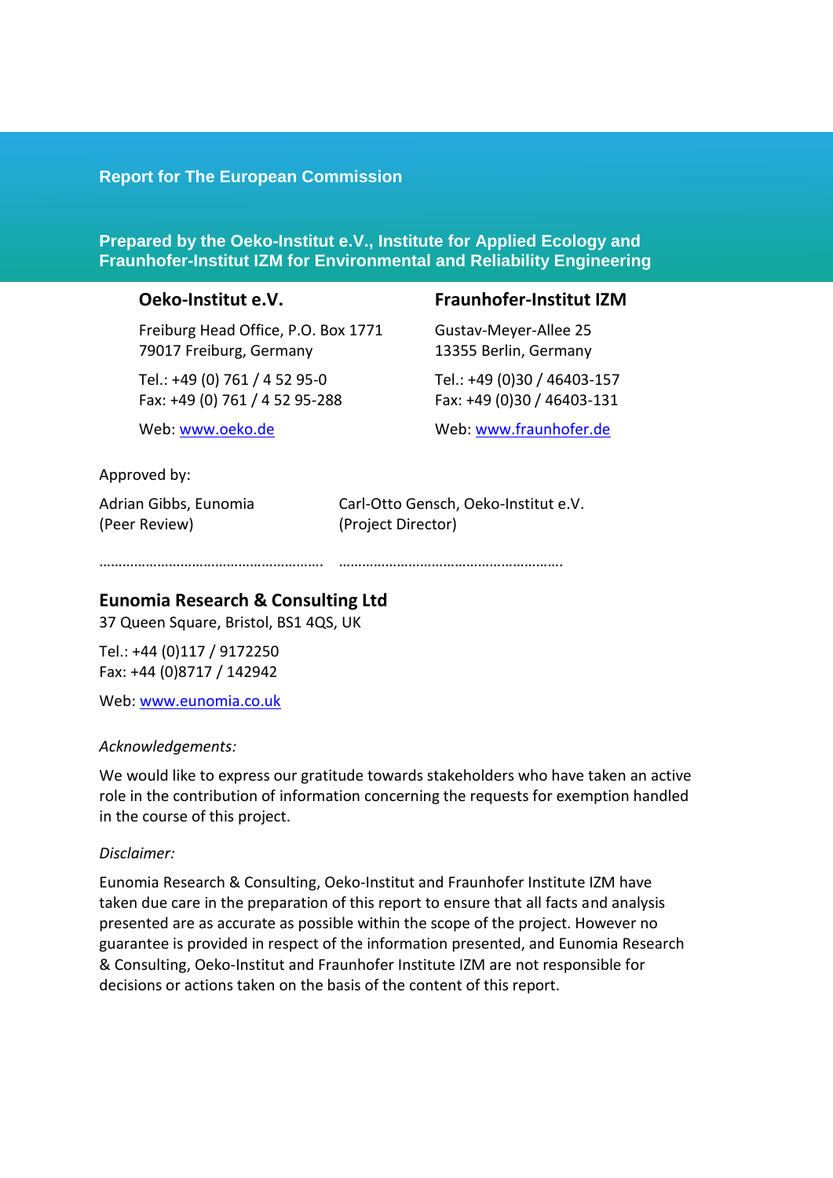**Report for The European Commission**

**Prepared by the Oeko-Institut e.V., Institute for Applied Ecology and Fraunhofer-Institut IZM for Environmental and Reliability Engineering**

**Oeko-Institut e.V.**

Freiburg Head Office, P.O. Box 1771
79017 Freiburg, Germany

Tel.: +49 (0) 761 / 4 52 95-0
Fax: +49 (0) 761 / 4 52 95-288

Web: [www.oeko.de](http://www.oeko.de)

**Fraunhofer-Institut IZM**

Gustav-Meyer-Allee 25
13355 Berlin, Germany

Tel.: +49 (0)30 / 46403-157
Fax: +49 (0)30 / 46403-131

Web: [www.fraunhofer.de](http://www.fraunhofer.de)

Approved by:

Adrian Gibbs, Eunomia
(Peer Review)

………………………………………………….

Carl-Otto Gensch, Oeko-Institut e.V.
(Project Director)

………………………………………………….

**Eunomia Research & Consulting Ltd**

37 Queen Square, Bristol, BS1 4QS, UK

Tel.: +44 (0)117 / 9172250
Fax: +44 (0)8717 / 142942

Web: [www.eunomia.co.uk](http://www.eunomia.co.uk)

*Acknowledgements:*

We would like to express our gratitude towards stakeholders who have taken an active role in the contribution of information concerning the requests for exemption handled in the course of this project.

*Disclaimer:*

Eunomia Research & Consulting, Oeko-Institut and Fraunhofer Institute IZM have taken due care in the preparation of this report to ensure that all facts and analysis presented are as accurate as possible within the scope of the project. However no guarantee is provided in respect of the information presented, and Eunomia Research & Consulting, Oeko-Institut and Fraunhofer Institute IZM are not responsible for decisions or actions taken on the basis of the content of this report.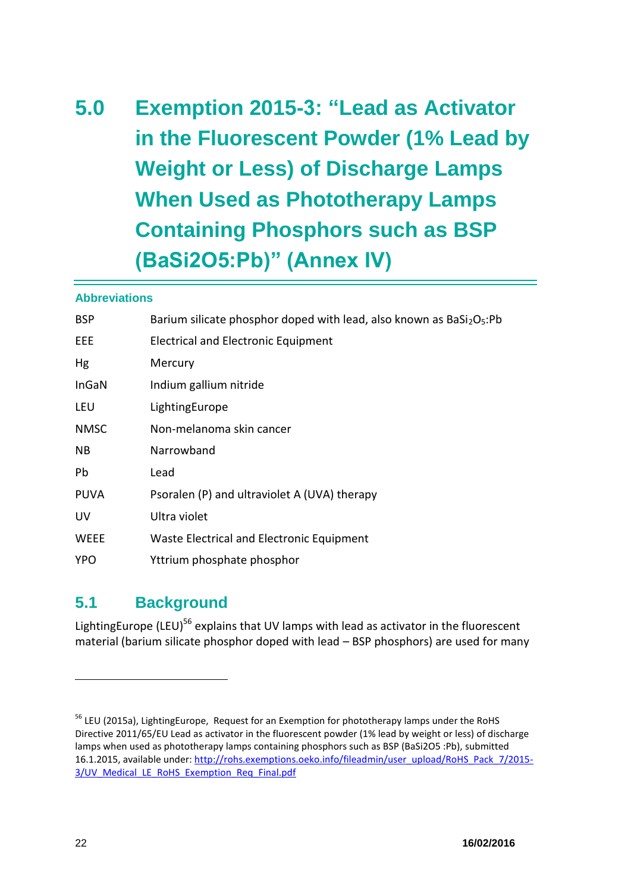# 5.0 Exemption 2015-3: "Lead as Activator in the Fluorescent Powder (1% Lead by Weight or Less) of Discharge Lamps When Used as Phototherapy Lamps Containing Phosphors such as BSP (BaSi2O5:Pb)" (Annex IV)

### Abbreviations

| | |
|---|---|
| BSP | Barium silicate phosphor doped with lead, also known as $BaSi_2O_5$:Pb |
| EEE | Electrical and Electronic Equipment |
| Hg | Mercury |
| InGaN | Indium gallium nitride |
| LEU | LightingEurope |
| NMSC | Non-melanoma skin cancer |
| NB | Narrowband |
| Pb | Lead |
| PUVA | Psoralen (P) and ultraviolet A (UVA) therapy |
| UV | Ultra violet |
| WEEE | Waste Electrical and Electronic Equipment |
| YPO | Yttrium phosphate phosphor |

## 5.1 Background

LightingEurope (LEU)[56] explains that UV lamps with lead as activator in the fluorescent material (barium silicate phosphor doped with lead – BSP phosphors) are used for many

[56] LEU (2015a), LightingEurope, Request for an Exemption for phototherapy lamps under the RoHS Directive 2011/65/EU Lead as activator in the fluorescent powder (1% lead by weight or less) of discharge lamps when used as phototherapy lamps containing phosphors such as BSP (BaSi2O5 :Pb), submitted 16.1.2015, available under: http://rohs.exemptions.oeko.info/fileadmin/user_upload/RoHS_Pack_7/2015-3/UV_Medical_LE_RoHS_Exemption_Req_Final.pdf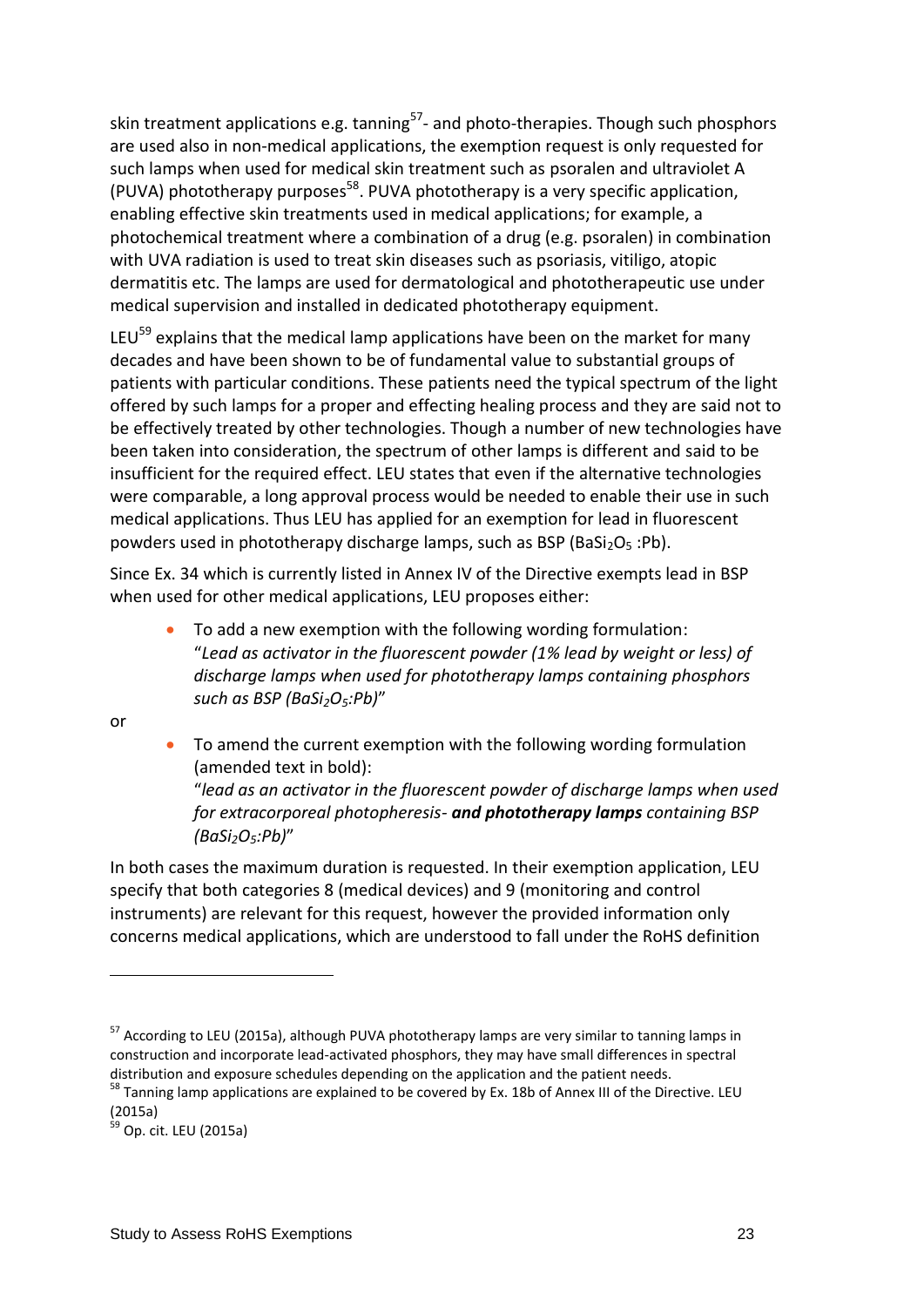skin treatment applications e.g. tanning[57]- and photo-therapies. Though such phosphors are used also in non-medical applications, the exemption request is only requested for such lamps when used for medical skin treatment such as psoralen and ultraviolet A (PUVA) phototherapy purposes[58]. PUVA phototherapy is a very specific application, enabling effective skin treatments used in medical applications; for example, a photochemical treatment where a combination of a drug (e.g. psoralen) in combination with UVA radiation is used to treat skin diseases such as psoriasis, vitiligo, atopic dermatitis etc. The lamps are used for dermatological and phototherapeutic use under medical supervision and installed in dedicated phototherapy equipment.

LEU[59] explains that the medical lamp applications have been on the market for many decades and have been shown to be of fundamental value to substantial groups of patients with particular conditions. These patients need the typical spectrum of the light offered by such lamps for a proper and effecting healing process and they are said not to be effectively treated by other technologies. Though a number of new technologies have been taken into consideration, the spectrum of other lamps is different and said to be insufficient for the required effect. LEU states that even if the alternative technologies were comparable, a long approval process would be needed to enable their use in such medical applications. Thus LEU has applied for an exemption for lead in fluorescent powders used in phototherapy discharge lamps, such as BSP ($BaSi_2O_5$ :Pb).

Since Ex. 34 which is currently listed in Annex IV of the Directive exempts lead in BSP when used for other medical applications, LEU proposes either:

- To add a new exemption with the following wording formulation: "*Lead as activator in the fluorescent powder (1% lead by weight or less) of discharge lamps when used for phototherapy lamps containing phosphors such as BSP ($BaSi_2O_5$:Pb)*"

or

- To amend the current exemption with the following wording formulation (amended text in bold): "*lead as an activator in the fluorescent powder of discharge lamps when used for extracorporeal photopheresis- **and phototherapy lamps** containing BSP ($BaSi_2O_5$:Pb)*"

In both cases the maximum duration is requested. In their exemption application, LEU specify that both categories 8 (medical devices) and 9 (monitoring and control instruments) are relevant for this request, however the provided information only concerns medical applications, which are understood to fall under the RoHS definition

---

[57] According to LEU (2015a), although PUVA phototherapy lamps are very similar to tanning lamps in construction and incorporate lead-activated phosphors, they may have small differences in spectral distribution and exposure schedules depending on the application and the patient needs.

[58] Tanning lamp applications are explained to be covered by Ex. 18b of Annex III of the Directive. LEU (2015a)

[59] Op. cit. LEU (2015a)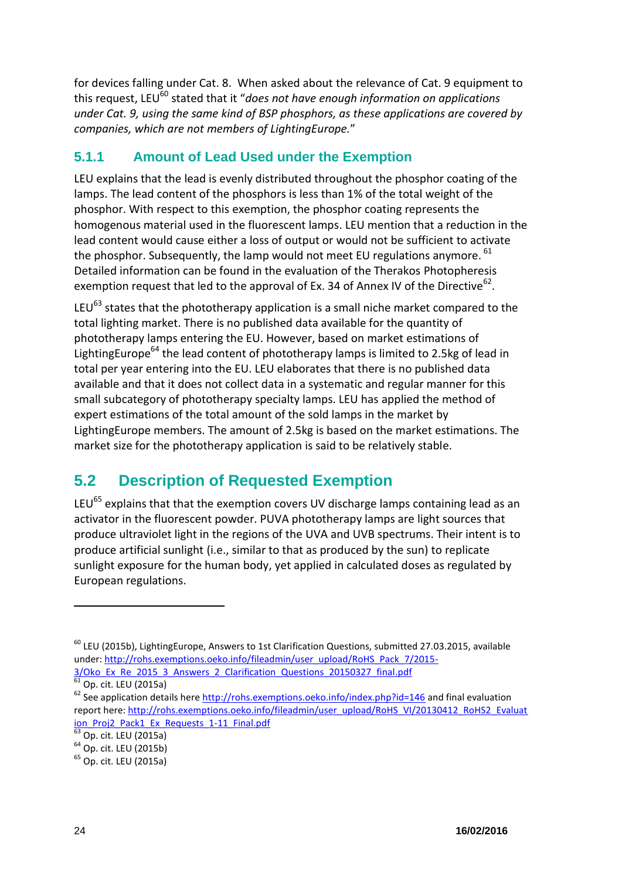for devices falling under Cat. 8. When asked about the relevance of Cat. 9 equipment to this request, LEU[60] stated that it "*does not have enough information on applications under Cat. 9, using the same kind of BSP phosphors, as these applications are covered by companies, which are not members of LightingEurope.*"

### 5.1.1 Amount of Lead Used under the Exemption

LEU explains that the lead is evenly distributed throughout the phosphor coating of the lamps. The lead content of the phosphors is less than 1% of the total weight of the phosphor. With respect to this exemption, the phosphor coating represents the homogenous material used in the fluorescent lamps. LEU mention that a reduction in the lead content would cause either a loss of output or would not be sufficient to activate the phosphor. Subsequently, the lamp would not meet EU regulations anymore. [61] Detailed information can be found in the evaluation of the Therakos Photopheresis exemption request that led to the approval of Ex. 34 of Annex IV of the Directive[62].

LEU[63] states that the phototherapy application is a small niche market compared to the total lighting market. There is no published data available for the quantity of phototherapy lamps entering the EU. However, based on market estimations of LightingEurope[64] the lead content of phototherapy lamps is limited to 2.5kg of lead in total per year entering into the EU. LEU elaborates that there is no published data available and that it does not collect data in a systematic and regular manner for this small subcategory of phototherapy specialty lamps. LEU has applied the method of expert estimations of the total amount of the sold lamps in the market by LightingEurope members. The amount of 2.5kg is based on the market estimations. The market size for the phototherapy application is said to be relatively stable.

## 5.2 Description of Requested Exemption

LEU[65] explains that that the exemption covers UV discharge lamps containing lead as an activator in the fluorescent powder. PUVA phototherapy lamps are light sources that produce ultraviolet light in the regions of the UVA and UVB spectrums. Their intent is to produce artificial sunlight (i.e., similar to that as produced by the sun) to replicate sunlight exposure for the human body, yet applied in calculated doses as regulated by European regulations.

---

[60] LEU (2015b), LightingEurope, Answers to 1st Clarification Questions, submitted 27.03.2015, available under: http://rohs.exemptions.oeko.info/fileadmin/user_upload/RoHS_Pack_7/2015-3/Oko_Ex_Re_2015_3_Answers_2_Clarification_Questions_20150327_final.pdf

[61] Op. cit. LEU (2015a)

[62] See application details here http://rohs.exemptions.oeko.info/index.php?id=146 and final evaluation report here: http://rohs.exemptions.oeko.info/fileadmin/user_upload/RoHS_VI/20130412_RoHS2_Evaluation_Proj2_Pack1_Ex_Requests_1-11_Final.pdf

[63] Op. cit. LEU (2015a)

[64] Op. cit. LEU (2015b)

[65] Op. cit. LEU (2015a)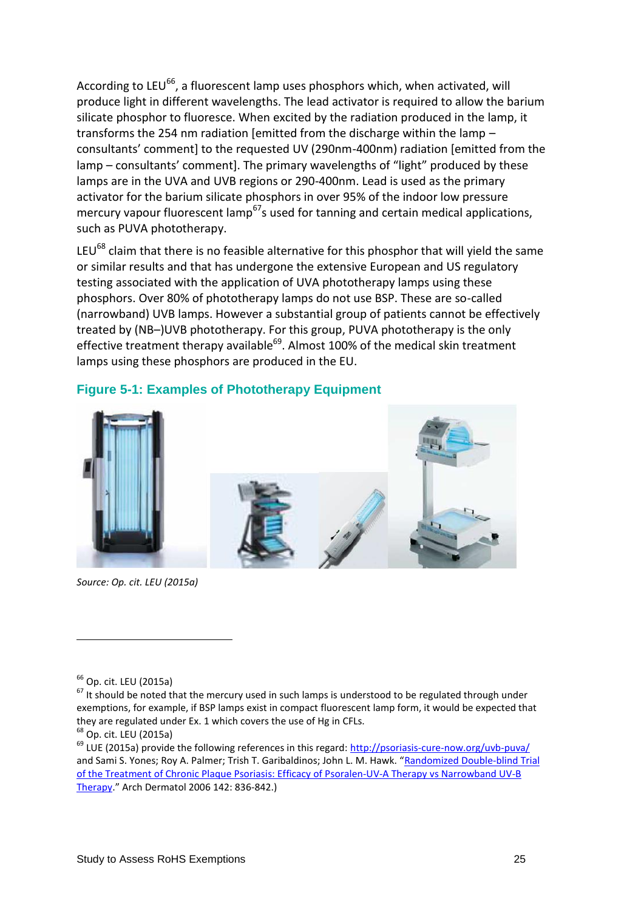According to LEU[66], a fluorescent lamp uses phosphors which, when activated, will produce light in different wavelengths. The lead activator is required to allow the barium silicate phosphor to fluoresce. When excited by the radiation produced in the lamp, it transforms the 254 nm radiation [emitted from the discharge within the lamp – consultants' comment] to the requested UV (290nm-400nm) radiation [emitted from the lamp – consultants' comment]. The primary wavelengths of "light" produced by these lamps are in the UVA and UVB regions or 290-400nm. Lead is used as the primary activator for the barium silicate phosphors in over 95% of the indoor low pressure mercury vapour fluorescent lamp[67]s used for tanning and certain medical applications, such as PUVA phototherapy.

LEU[68] claim that there is no feasible alternative for this phosphor that will yield the same or similar results and that has undergone the extensive European and US regulatory testing associated with the application of UVA phototherapy lamps using these phosphors. Over 80% of phototherapy lamps do not use BSP. These are so-called (narrowband) UVB lamps. However a substantial group of patients cannot be effectively treated by (NB–)UVB phototherapy. For this group, PUVA phototherapy is the only effective treatment therapy available[69]. Almost 100% of the medical skin treatment lamps using these phosphors are produced in the EU.

**Figure 5-1: Examples of Phototherapy Equipment**

*Source: Op. cit. LEU (2015a)*

---

[66] Op. cit. LEU (2015a)

[67] It should be noted that the mercury used in such lamps is understood to be regulated through under exemptions, for example, if BSP lamps exist in compact fluorescent lamp form, it would be expected that they are regulated under Ex. 1 which covers the use of Hg in CFLs.

[68] Op. cit. LEU (2015a)

[69] LUE (2015a) provide the following references in this regard: http://psoriasis-cure-now.org/uvb-puva/ and Sami S. Yones; Roy A. Palmer; Trish T. Garibaldinos; John L. M. Hawk. "Randomized Double-blind Trial of the Treatment of Chronic Plaque Psoriasis: Efficacy of Psoralen-UV-A Therapy vs Narrowband UV-B Therapy." Arch Dermatol 2006 142: 836-842.)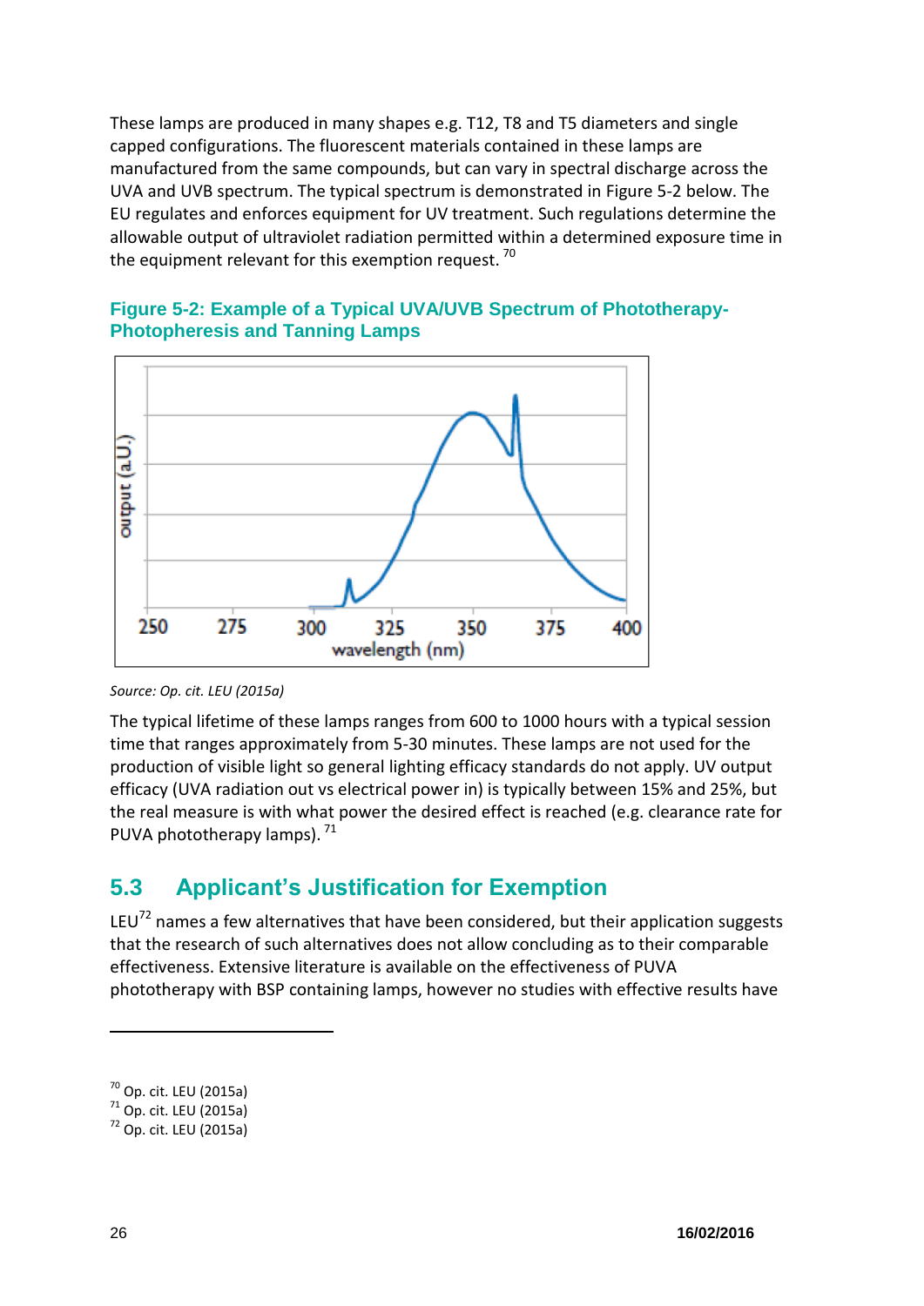These lamps are produced in many shapes e.g. T12, T8 and T5 diameters and single capped configurations. The fluorescent materials contained in these lamps are manufactured from the same compounds, but can vary in spectral discharge across the UVA and UVB spectrum. The typical spectrum is demonstrated in Figure 5-2 below. The EU regulates and enforces equipment for UV treatment. Such regulations determine the allowable output of ultraviolet radiation permitted within a determined exposure time in the equipment relevant for this exemption request. [70]

**Figure 5-2: Example of a Typical UVA/UVB Spectrum of Phototherapy-Photopheresis and Tanning Lamps**

*Source: Op. cit. LEU (2015a)*

The typical lifetime of these lamps ranges from 600 to 1000 hours with a typical session time that ranges approximately from 5-30 minutes. These lamps are not used for the production of visible light so general lighting efficacy standards do not apply. UV output efficacy (UVA radiation out vs electrical power in) is typically between 15% and 25%, but the real measure is with what power the desired effect is reached (e.g. clearance rate for PUVA phototherapy lamps). [71]

## 5.3 Applicant's Justification for Exemption

LEU[72] names a few alternatives that have been considered, but their application suggests that the research of such alternatives does not allow concluding as to their comparable effectiveness. Extensive literature is available on the effectiveness of PUVA phototherapy with BSP containing lamps, however no studies with effective results have

[70] Op. cit. LEU (2015a)
[71] Op. cit. LEU (2015a)
[72] Op. cit. LEU (2015a)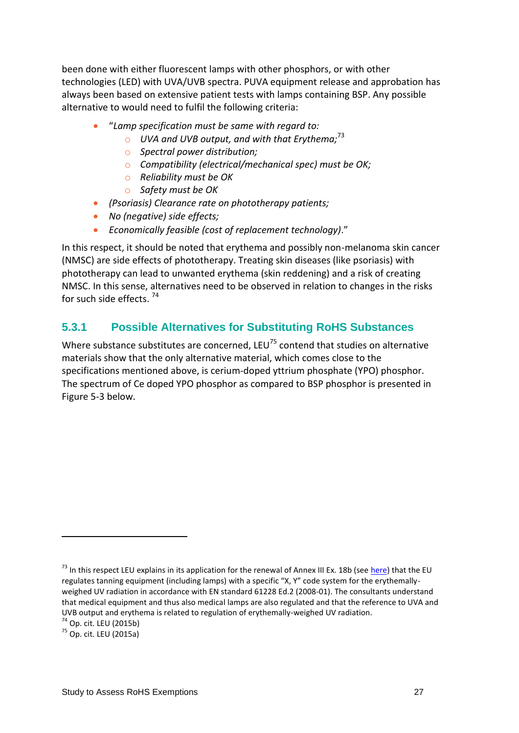been done with either fluorescent lamps with other phosphors, or with other technologies (LED) with UVA/UVB spectra. PUVA equipment release and approbation has always been based on extensive patient tests with lamps containing BSP. Any possible alternative to would need to fulfil the following criteria:

- "*Lamp specification must be same with regard to:*
  - *UVA and UVB output, and with that Erythema;*[73]
  - *Spectral power distribution;*
  - *Compatibility (electrical/mechanical spec) must be OK;*
  - *Reliability must be OK*
  - *Safety must be OK*
- *(Psoriasis) Clearance rate on phototherapy patients;*
- *No (negative) side effects;*
- *Economically feasible (cost of replacement technology)*."

In this respect, it should be noted that erythema and possibly non-melanoma skin cancer (NMSC) are side effects of phototherapy. Treating skin diseases (like psoriasis) with phototherapy can lead to unwanted erythema (skin reddening) and a risk of creating NMSC. In this sense, alternatives need to be observed in relation to changes in the risks for such side effects. [74]

## 5.3.1 Possible Alternatives for Substituting RoHS Substances

Where substance substitutes are concerned, LEU[75] contend that studies on alternative materials show that the only alternative material, which comes close to the specifications mentioned above, is cerium-doped yttrium phosphate (YPO) phosphor. The spectrum of Ce doped YPO phosphor as compared to BSP phosphor is presented in Figure 5-3 below.

---

[73] In this respect LEU explains in its application for the renewal of Annex III Ex. 18b (see here) that the EU regulates tanning equipment (including lamps) with a specific "X, Y" code system for the erythemally-weighed UV radiation in accordance with EN standard 61228 Ed.2 (2008-01). The consultants understand that medical equipment and thus also medical lamps are also regulated and that the reference to UVA and UVB output and erythema is related to regulation of erythemally-weighed UV radiation.

[74] Op. cit. LEU (2015b)

[75] Op. cit. LEU (2015a)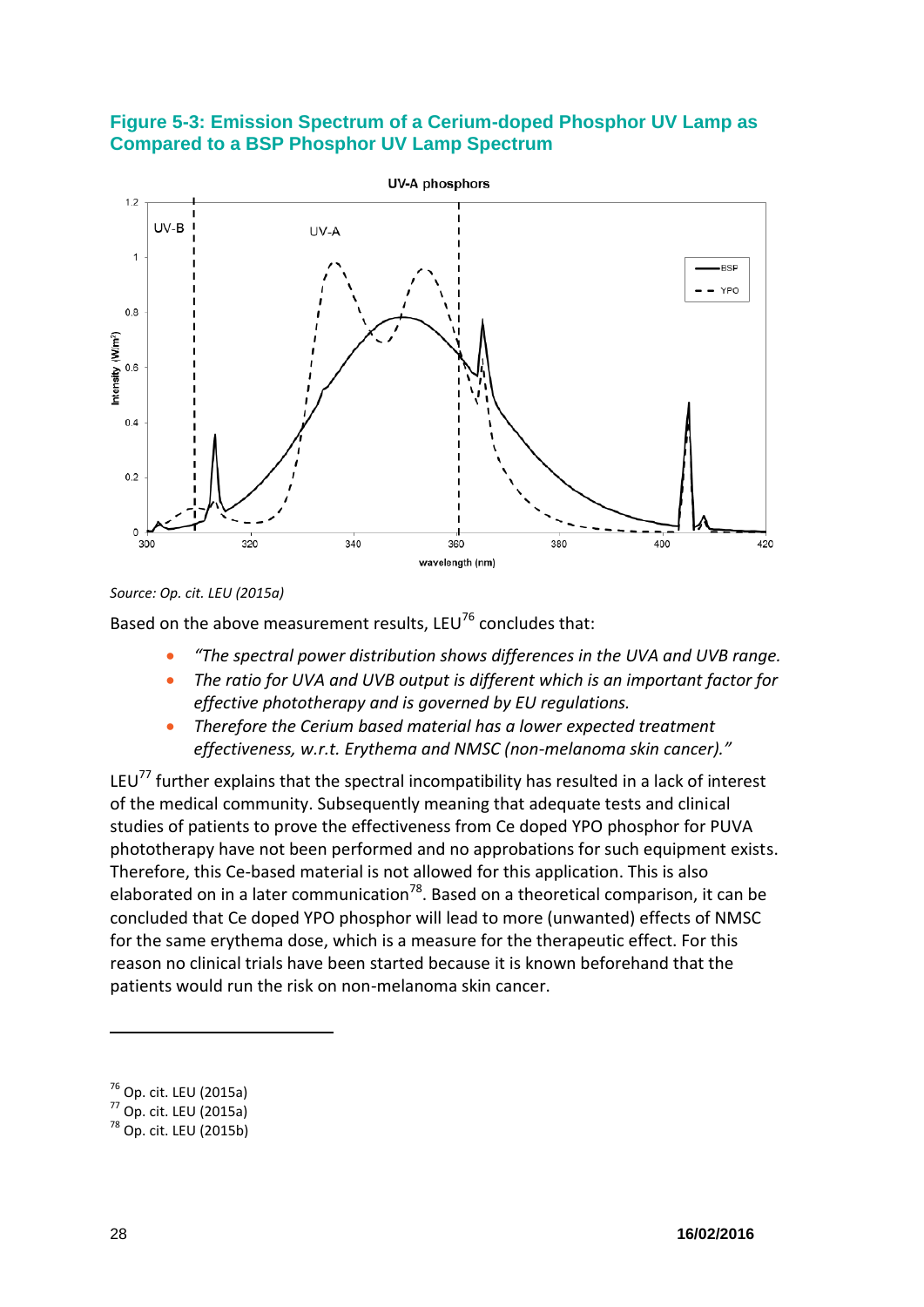### Figure 5-3: Emission Spectrum of a Cerium-doped Phosphor UV Lamp as Compared to a BSP Phosphor UV Lamp Spectrum

*Source: Op. cit. LEU (2015a)*

Based on the above measurement results, LEU[76] concludes that:

- *"The spectral power distribution shows differences in the UVA and UVB range.*
- *The ratio for UVA and UVB output is different which is an important factor for effective phototherapy and is governed by EU regulations.*
- *Therefore the Cerium based material has a lower expected treatment effectiveness, w.r.t. Erythema and NMSC (non-melanoma skin cancer)."*

LEU[77] further explains that the spectral incompatibility has resulted in a lack of interest of the medical community. Subsequently meaning that adequate tests and clinical studies of patients to prove the effectiveness from Ce doped YPO phosphor for PUVA phototherapy have not been performed and no approbations for such equipment exists. Therefore, this Ce-based material is not allowed for this application. This is also elaborated on in a later communication[78]. Based on a theoretical comparison, it can be concluded that Ce doped YPO phosphor will lead to more (unwanted) effects of NMSC for the same erythema dose, which is a measure for the therapeutic effect. For this reason no clinical trials have been started because it is known beforehand that the patients would run the risk on non-melanoma skin cancer.

[76] Op. cit. LEU (2015a)
[77] Op. cit. LEU (2015a)
[78] Op. cit. LEU (2015b)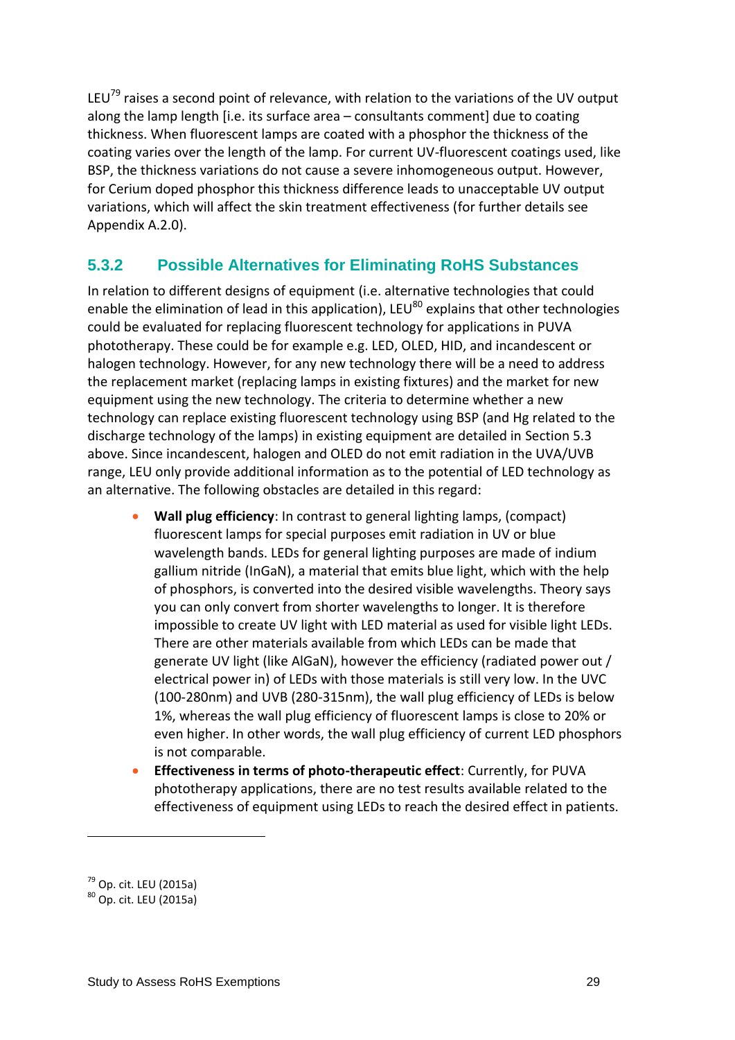LEU[79] raises a second point of relevance, with relation to the variations of the UV output along the lamp length [i.e. its surface area – consultants comment] due to coating thickness. When fluorescent lamps are coated with a phosphor the thickness of the coating varies over the length of the lamp. For current UV-fluorescent coatings used, like BSP, the thickness variations do not cause a severe inhomogeneous output. However, for Cerium doped phosphor this thickness difference leads to unacceptable UV output variations, which will affect the skin treatment effectiveness (for further details see Appendix A.2.0).

### 5.3.2 Possible Alternatives for Eliminating RoHS Substances

In relation to different designs of equipment (i.e. alternative technologies that could enable the elimination of lead in this application), LEU[80] explains that other technologies could be evaluated for replacing fluorescent technology for applications in PUVA phototherapy. These could be for example e.g. LED, OLED, HID, and incandescent or halogen technology. However, for any new technology there will be a need to address the replacement market (replacing lamps in existing fixtures) and the market for new equipment using the new technology. The criteria to determine whether a new technology can replace existing fluorescent technology using BSP (and Hg related to the discharge technology of the lamps) in existing equipment are detailed in Section 5.3 above. Since incandescent, halogen and OLED do not emit radiation in the UVA/UVB range, LEU only provide additional information as to the potential of LED technology as an alternative. The following obstacles are detailed in this regard:

- **Wall plug efficiency**: In contrast to general lighting lamps, (compact) fluorescent lamps for special purposes emit radiation in UV or blue wavelength bands. LEDs for general lighting purposes are made of indium gallium nitride (InGaN), a material that emits blue light, which with the help of phosphors, is converted into the desired visible wavelengths. Theory says you can only convert from shorter wavelengths to longer. It is therefore impossible to create UV light with LED material as used for visible light LEDs. There are other materials available from which LEDs can be made that generate UV light (like AlGaN), however the efficiency (radiated power out / electrical power in) of LEDs with those materials is still very low. In the UVC (100-280nm) and UVB (280-315nm), the wall plug efficiency of LEDs is below 1%, whereas the wall plug efficiency of fluorescent lamps is close to 20% or even higher. In other words, the wall plug efficiency of current LED phosphors is not comparable.
- **Effectiveness in terms of photo-therapeutic effect**: Currently, for PUVA phototherapy applications, there are no test results available related to the effectiveness of equipment using LEDs to reach the desired effect in patients.

[79] Op. cit. LEU (2015a)
[80] Op. cit. LEU (2015a)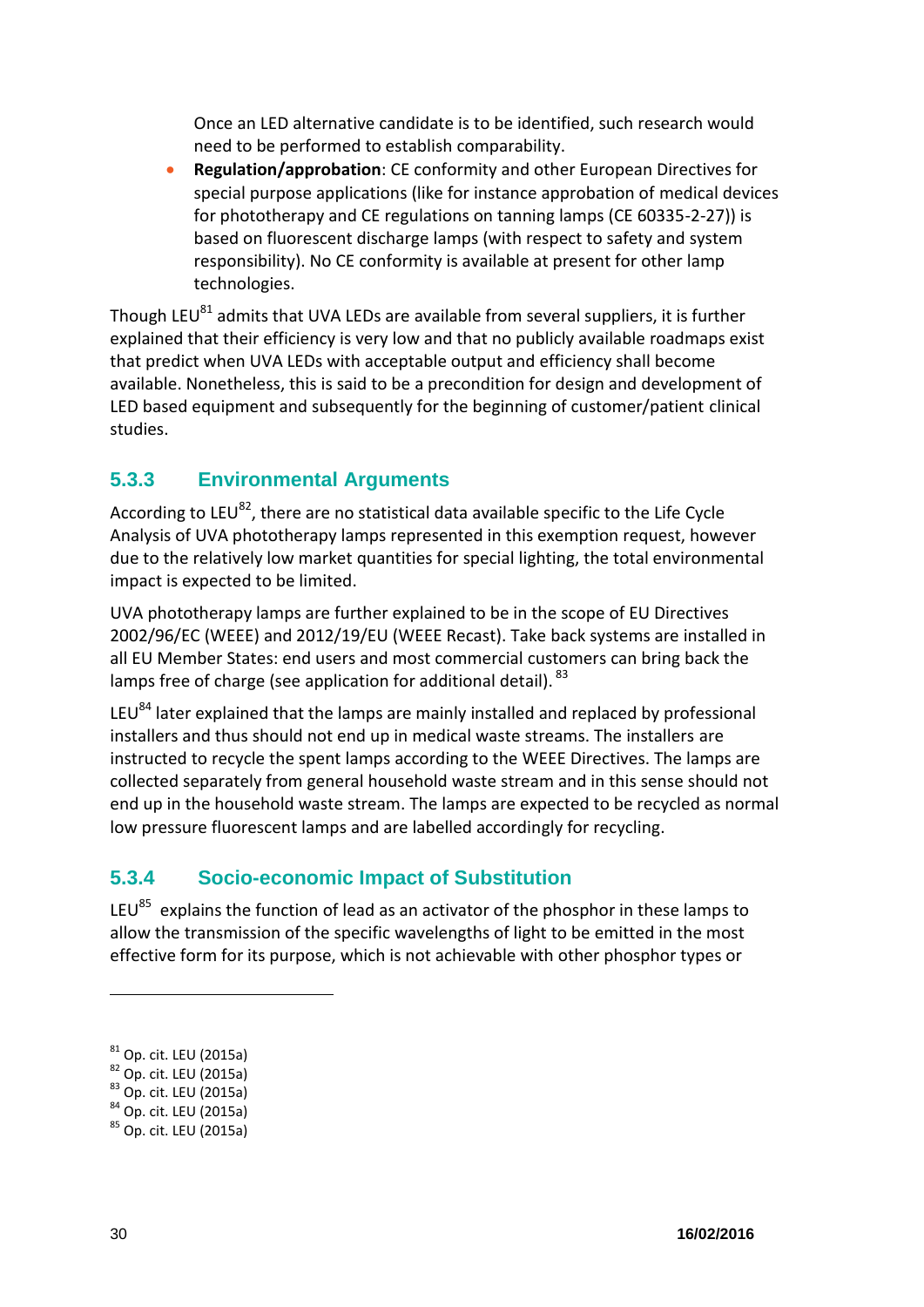Once an LED alternative candidate is to be identified, such research would need to be performed to establish comparability.

- **Regulation/approbation**: CE conformity and other European Directives for special purpose applications (like for instance approbation of medical devices for phototherapy and CE regulations on tanning lamps (CE 60335-2-27)) is based on fluorescent discharge lamps (with respect to safety and system responsibility). No CE conformity is available at present for other lamp technologies.

Though LEU[81] admits that UVA LEDs are available from several suppliers, it is further explained that their efficiency is very low and that no publicly available roadmaps exist that predict when UVA LEDs with acceptable output and efficiency shall become available. Nonetheless, this is said to be a precondition for design and development of LED based equipment and subsequently for the beginning of customer/patient clinical studies.

### 5.3.3 Environmental Arguments

According to LEU[82], there are no statistical data available specific to the Life Cycle Analysis of UVA phototherapy lamps represented in this exemption request, however due to the relatively low market quantities for special lighting, the total environmental impact is expected to be limited.

UVA phototherapy lamps are further explained to be in the scope of EU Directives 2002/96/EC (WEEE) and 2012/19/EU (WEEE Recast). Take back systems are installed in all EU Member States: end users and most commercial customers can bring back the lamps free of charge (see application for additional detail). [83]

LEU[84] later explained that the lamps are mainly installed and replaced by professional installers and thus should not end up in medical waste streams. The installers are instructed to recycle the spent lamps according to the WEEE Directives. The lamps are collected separately from general household waste stream and in this sense should not end up in the household waste stream. The lamps are expected to be recycled as normal low pressure fluorescent lamps and are labelled accordingly for recycling.

### 5.3.4 Socio-economic Impact of Substitution

LEU[85] explains the function of lead as an activator of the phosphor in these lamps to allow the transmission of the specific wavelengths of light to be emitted in the most effective form for its purpose, which is not achievable with other phosphor types or

---

[81] Op. cit. LEU (2015a)
[82] Op. cit. LEU (2015a)
[83] Op. cit. LEU (2015a)
[84] Op. cit. LEU (2015a)
[85] Op. cit. LEU (2015a)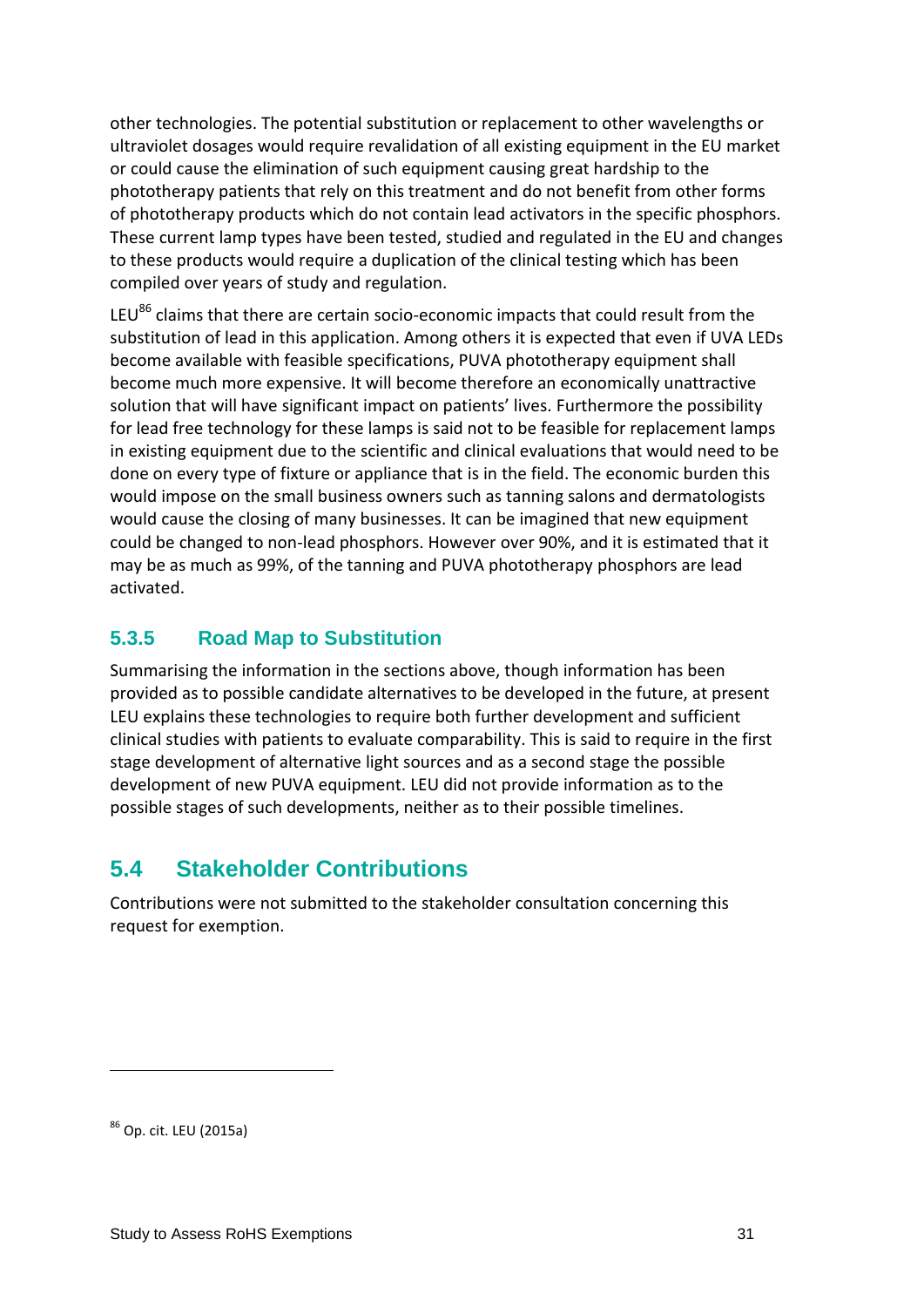other technologies. The potential substitution or replacement to other wavelengths or ultraviolet dosages would require revalidation of all existing equipment in the EU market or could cause the elimination of such equipment causing great hardship to the phototherapy patients that rely on this treatment and do not benefit from other forms of phototherapy products which do not contain lead activators in the specific phosphors. These current lamp types have been tested, studied and regulated in the EU and changes to these products would require a duplication of the clinical testing which has been compiled over years of study and regulation.

LEU[86] claims that there are certain socio-economic impacts that could result from the substitution of lead in this application. Among others it is expected that even if UVA LEDs become available with feasible specifications, PUVA phototherapy equipment shall become much more expensive. It will become therefore an economically unattractive solution that will have significant impact on patients' lives. Furthermore the possibility for lead free technology for these lamps is said not to be feasible for replacement lamps in existing equipment due to the scientific and clinical evaluations that would need to be done on every type of fixture or appliance that is in the field. The economic burden this would impose on the small business owners such as tanning salons and dermatologists would cause the closing of many businesses. It can be imagined that new equipment could be changed to non-lead phosphors. However over 90%, and it is estimated that it may be as much as 99%, of the tanning and PUVA phototherapy phosphors are lead activated.

### 5.3.5 Road Map to Substitution

Summarising the information in the sections above, though information has been provided as to possible candidate alternatives to be developed in the future, at present LEU explains these technologies to require both further development and sufficient clinical studies with patients to evaluate comparability. This is said to require in the first stage development of alternative light sources and as a second stage the possible development of new PUVA equipment. LEU did not provide information as to the possible stages of such developments, neither as to their possible timelines.

## 5.4 Stakeholder Contributions

Contributions were not submitted to the stakeholder consultation concerning this request for exemption.

---

[86] Op. cit. LEU (2015a)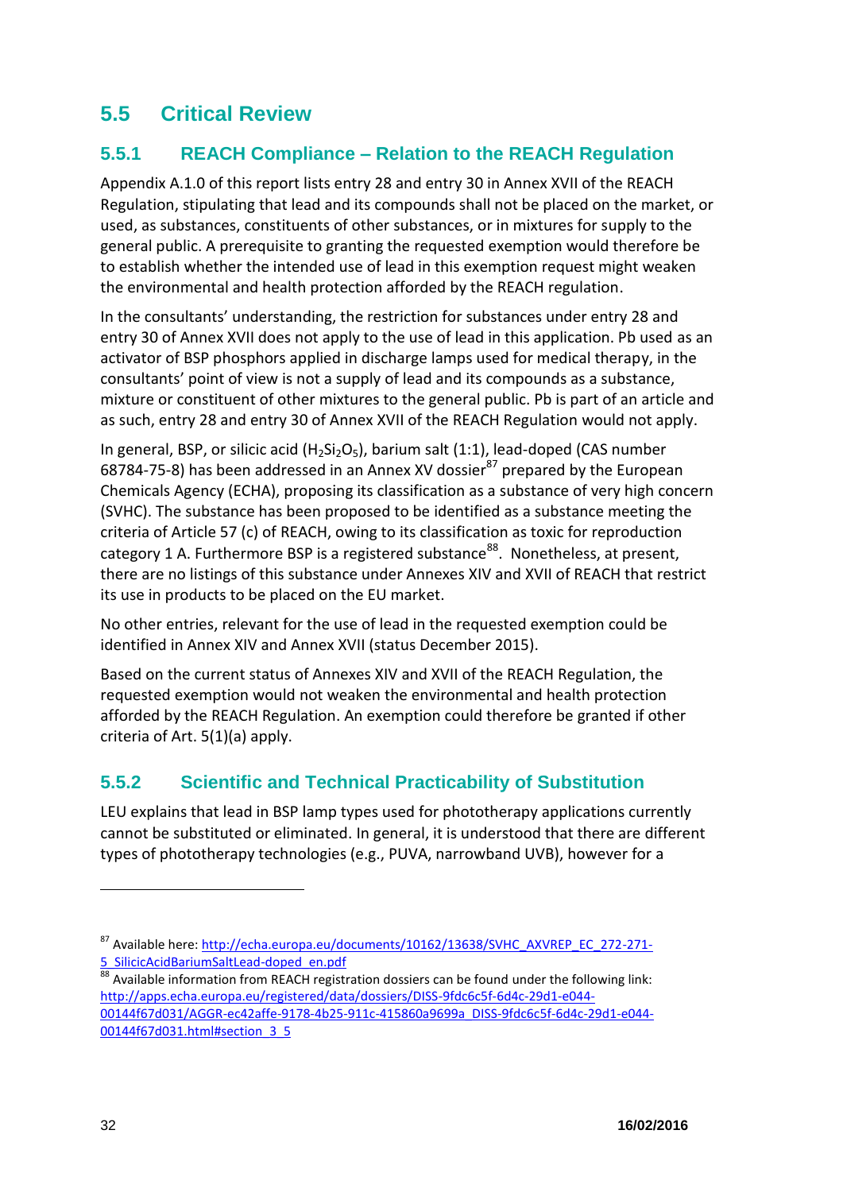## 5.5 Critical Review

### 5.5.1 REACH Compliance – Relation to the REACH Regulation

Appendix A.1.0 of this report lists entry 28 and entry 30 in Annex XVII of the REACH Regulation, stipulating that lead and its compounds shall not be placed on the market, or used, as substances, constituents of other substances, or in mixtures for supply to the general public. A prerequisite to granting the requested exemption would therefore be to establish whether the intended use of lead in this exemption request might weaken the environmental and health protection afforded by the REACH regulation.

In the consultants' understanding, the restriction for substances under entry 28 and entry 30 of Annex XVII does not apply to the use of lead in this application. Pb used as an activator of BSP phosphors applied in discharge lamps used for medical therapy, in the consultants' point of view is not a supply of lead and its compounds as a substance, mixture or constituent of other mixtures to the general public. Pb is part of an article and as such, entry 28 and entry 30 of Annex XVII of the REACH Regulation would not apply.

In general, BSP, or silicic acid ($H_2Si_2O_5$), barium salt (1:1), lead-doped (CAS number 68784-75-8) has been addressed in an Annex XV dossier[87] prepared by the European Chemicals Agency (ECHA), proposing its classification as a substance of very high concern (SVHC). The substance has been proposed to be identified as a substance meeting the criteria of Article 57 (c) of REACH, owing to its classification as toxic for reproduction category 1 A. Furthermore BSP is a registered substance[88]. Nonetheless, at present, there are no listings of this substance under Annexes XIV and XVII of REACH that restrict its use in products to be placed on the EU market.

No other entries, relevant for the use of lead in the requested exemption could be identified in Annex XIV and Annex XVII (status December 2015).

Based on the current status of Annexes XIV and XVII of the REACH Regulation, the requested exemption would not weaken the environmental and health protection afforded by the REACH Regulation. An exemption could therefore be granted if other criteria of Art. 5(1)(a) apply.

### 5.5.2 Scientific and Technical Practicability of Substitution

LEU explains that lead in BSP lamp types used for phototherapy applications currently cannot be substituted or eliminated. In general, it is understood that there are different types of phototherapy technologies (e.g., PUVA, narrowband UVB), however for a

---

[87] Available here: http://echa.europa.eu/documents/10162/13638/SVHC_AXVREP_EC_272-271-5_SilicicAcidBariumSaltLead-doped_en.pdf

[88] Available information from REACH registration dossiers can be found under the following link: http://apps.echa.europa.eu/registered/data/dossiers/DISS-9fdc6c5f-6d4c-29d1-e044-00144f67d031/AGGR-ec42affe-9178-4b25-911c-415860a9699a_DISS-9fdc6c5f-6d4c-29d1-e044-00144f67d031.html#section_3_5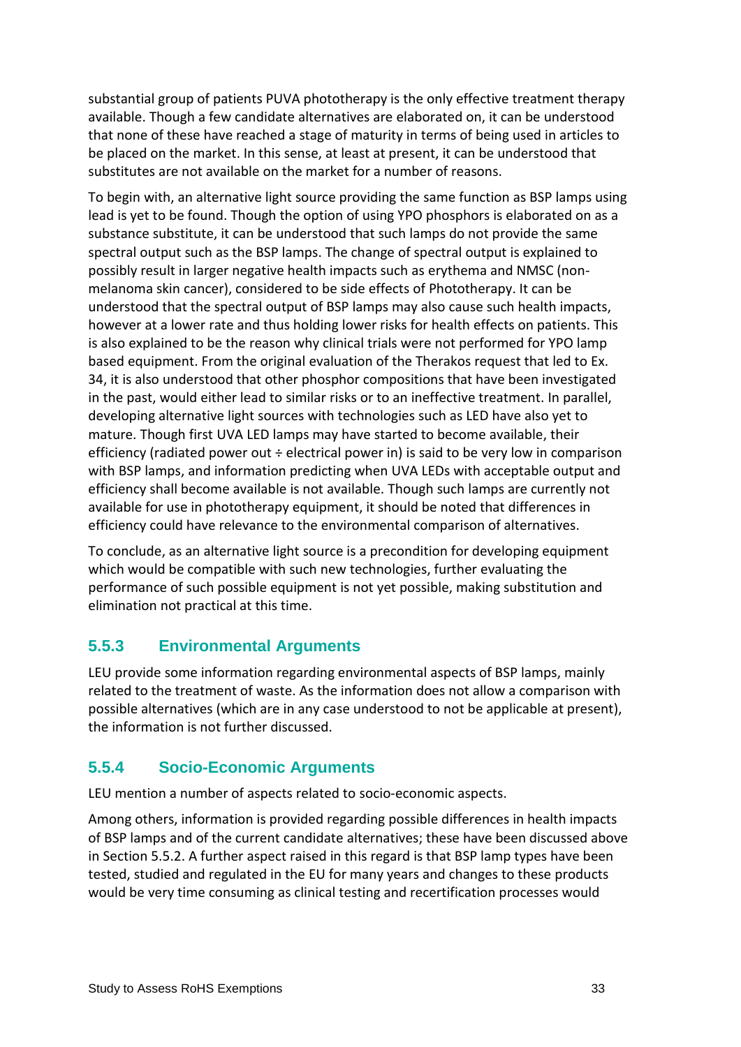substantial group of patients PUVA phototherapy is the only effective treatment therapy available. Though a few candidate alternatives are elaborated on, it can be understood that none of these have reached a stage of maturity in terms of being used in articles to be placed on the market. In this sense, at least at present, it can be understood that substitutes are not available on the market for a number of reasons.

To begin with, an alternative light source providing the same function as BSP lamps using lead is yet to be found. Though the option of using YPO phosphors is elaborated on as a substance substitute, it can be understood that such lamps do not provide the same spectral output such as the BSP lamps. The change of spectral output is explained to possibly result in larger negative health impacts such as erythema and NMSC (non-melanoma skin cancer), considered to be side effects of Phototherapy. It can be understood that the spectral output of BSP lamps may also cause such health impacts, however at a lower rate and thus holding lower risks for health effects on patients. This is also explained to be the reason why clinical trials were not performed for YPO lamp based equipment. From the original evaluation of the Therakos request that led to Ex. 34, it is also understood that other phosphor compositions that have been investigated in the past, would either lead to similar risks or to an ineffective treatment. In parallel, developing alternative light sources with technologies such as LED have also yet to mature. Though first UVA LED lamps may have started to become available, their efficiency (radiated power out ÷ electrical power in) is said to be very low in comparison with BSP lamps, and information predicting when UVA LEDs with acceptable output and efficiency shall become available is not available. Though such lamps are currently not available for use in phototherapy equipment, it should be noted that differences in efficiency could have relevance to the environmental comparison of alternatives.

To conclude, as an alternative light source is a precondition for developing equipment which would be compatible with such new technologies, further evaluating the performance of such possible equipment is not yet possible, making substitution and elimination not practical at this time.

### 5.5.3 Environmental Arguments

LEU provide some information regarding environmental aspects of BSP lamps, mainly related to the treatment of waste. As the information does not allow a comparison with possible alternatives (which are in any case understood to not be applicable at present), the information is not further discussed.

### 5.5.4 Socio-Economic Arguments

LEU mention a number of aspects related to socio-economic aspects.

Among others, information is provided regarding possible differences in health impacts of BSP lamps and of the current candidate alternatives; these have been discussed above in Section 5.5.2. A further aspect raised in this regard is that BSP lamp types have been tested, studied and regulated in the EU for many years and changes to these products would be very time consuming as clinical testing and recertification processes would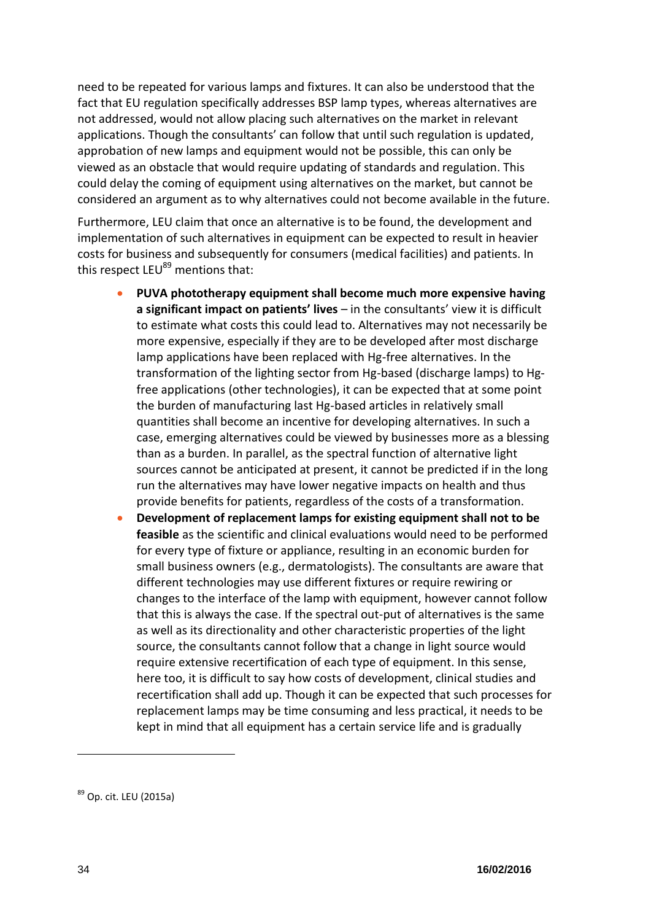need to be repeated for various lamps and fixtures. It can also be understood that the fact that EU regulation specifically addresses BSP lamp types, whereas alternatives are not addressed, would not allow placing such alternatives on the market in relevant applications. Though the consultants' can follow that until such regulation is updated, approbation of new lamps and equipment would not be possible, this can only be viewed as an obstacle that would require updating of standards and regulation. This could delay the coming of equipment using alternatives on the market, but cannot be considered an argument as to why alternatives could not become available in the future.

Furthermore, LEU claim that once an alternative is to be found, the development and implementation of such alternatives in equipment can be expected to result in heavier costs for business and subsequently for consumers (medical facilities) and patients. In this respect LEU[89] mentions that:

- **PUVA phototherapy equipment shall become much more expensive having a significant impact on patients' lives** – in the consultants' view it is difficult to estimate what costs this could lead to. Alternatives may not necessarily be more expensive, especially if they are to be developed after most discharge lamp applications have been replaced with Hg-free alternatives. In the transformation of the lighting sector from Hg-based (discharge lamps) to Hg-free applications (other technologies), it can be expected that at some point the burden of manufacturing last Hg-based articles in relatively small quantities shall become an incentive for developing alternatives. In such a case, emerging alternatives could be viewed by businesses more as a blessing than as a burden. In parallel, as the spectral function of alternative light sources cannot be anticipated at present, it cannot be predicted if in the long run the alternatives may have lower negative impacts on health and thus provide benefits for patients, regardless of the costs of a transformation.
- **Development of replacement lamps for existing equipment shall not to be feasible** as the scientific and clinical evaluations would need to be performed for every type of fixture or appliance, resulting in an economic burden for small business owners (e.g., dermatologists). The consultants are aware that different technologies may use different fixtures or require rewiring or changes to the interface of the lamp with equipment, however cannot follow that this is always the case. If the spectral out-put of alternatives is the same as well as its directionality and other characteristic properties of the light source, the consultants cannot follow that a change in light source would require extensive recertification of each type of equipment. In this sense, here too, it is difficult to say how costs of development, clinical studies and recertification shall add up. Though it can be expected that such processes for replacement lamps may be time consuming and less practical, it needs to be kept in mind that all equipment has a certain service life and is gradually

[89] Op. cit. LEU (2015a)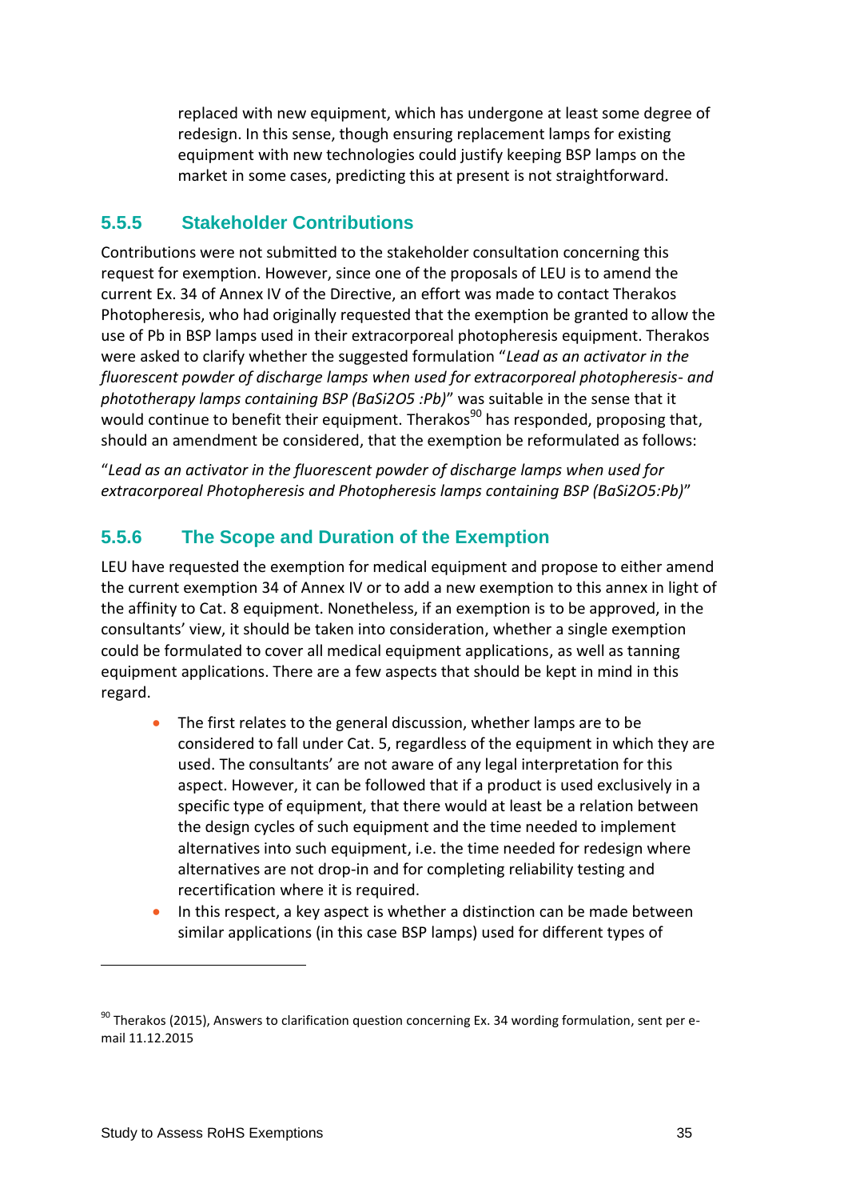replaced with new equipment, which has undergone at least some degree of redesign. In this sense, though ensuring replacement lamps for existing equipment with new technologies could justify keeping BSP lamps on the market in some cases, predicting this at present is not straightforward.

### 5.5.5 Stakeholder Contributions

Contributions were not submitted to the stakeholder consultation concerning this request for exemption. However, since one of the proposals of LEU is to amend the current Ex. 34 of Annex IV of the Directive, an effort was made to contact Therakos Photopheresis, who had originally requested that the exemption be granted to allow the use of Pb in BSP lamps used in their extracorporeal photopheresis equipment. Therakos were asked to clarify whether the suggested formulation "*Lead as an activator in the fluorescent powder of discharge lamps when used for extracorporeal photopheresis- and phototherapy lamps containing BSP (BaSi2O5 :Pb)*" was suitable in the sense that it would continue to benefit their equipment. Therakos[90] has responded, proposing that, should an amendment be considered, that the exemption be reformulated as follows:

"*Lead as an activator in the fluorescent powder of discharge lamps when used for extracorporeal Photopheresis and Photopheresis lamps containing BSP (BaSi2O5:Pb)*"

### 5.5.6 The Scope and Duration of the Exemption

LEU have requested the exemption for medical equipment and propose to either amend the current exemption 34 of Annex IV or to add a new exemption to this annex in light of the affinity to Cat. 8 equipment. Nonetheless, if an exemption is to be approved, in the consultants' view, it should be taken into consideration, whether a single exemption could be formulated to cover all medical equipment applications, as well as tanning equipment applications. There are a few aspects that should be kept in mind in this regard.

- The first relates to the general discussion, whether lamps are to be considered to fall under Cat. 5, regardless of the equipment in which they are used. The consultants' are not aware of any legal interpretation for this aspect. However, it can be followed that if a product is used exclusively in a specific type of equipment, that there would at least be a relation between the design cycles of such equipment and the time needed to implement alternatives into such equipment, i.e. the time needed for redesign where alternatives are not drop-in and for completing reliability testing and recertification where it is required.
- In this respect, a key aspect is whether a distinction can be made between similar applications (in this case BSP lamps) used for different types of

[90] Therakos (2015), Answers to clarification question concerning Ex. 34 wording formulation, sent per e-mail 11.12.2015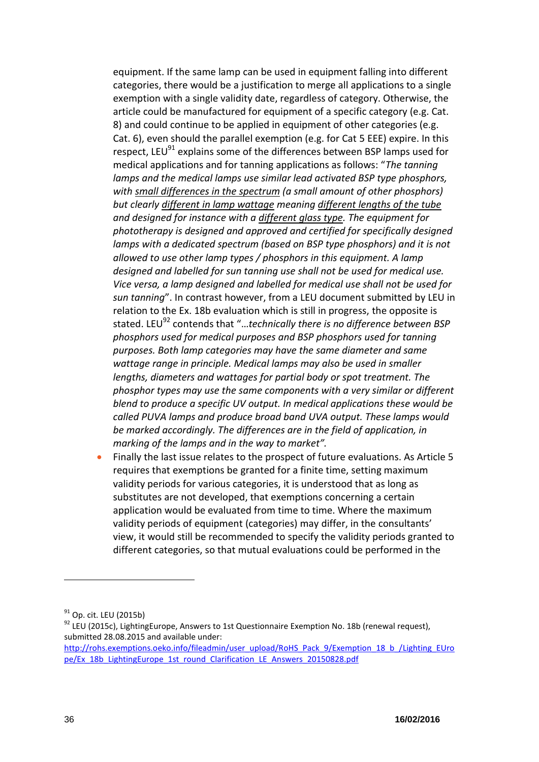equipment. If the same lamp can be used in equipment falling into different categories, there would be a justification to merge all applications to a single exemption with a single validity date, regardless of category. Otherwise, the article could be manufactured for equipment of a specific category (e.g. Cat. 8) and could continue to be applied in equipment of other categories (e.g. Cat. 6), even should the parallel exemption (e.g. for Cat 5 EEE) expire. In this respect, LEU[91] explains some of the differences between BSP lamps used for medical applications and for tanning applications as follows: "*The tanning lamps and the medical lamps use similar lead activated BSP type phosphors, with <u>small differences in the spectrum</u> (a small amount of other phosphors) but clearly <u>different in lamp wattage</u> meaning <u>different lengths of the tube</u> and designed for instance with a <u>different glass type</u>. The equipment for phototherapy is designed and approved and certified for specifically designed lamps with a dedicated spectrum (based on BSP type phosphors) and it is not allowed to use other lamp types / phosphors in this equipment. A lamp designed and labelled for sun tanning use shall not be used for medical use. Vice versa, a lamp designed and labelled for medical use shall not be used for sun tanning*". In contrast however, from a LEU document submitted by LEU in relation to the Ex. 18b evaluation which is still in progress, the opposite is stated. LEU[92] contends that "…*technically there is no difference between BSP phosphors used for medical purposes and BSP phosphors used for tanning purposes. Both lamp categories may have the same diameter and same wattage range in principle. Medical lamps may also be used in smaller lengths, diameters and wattages for partial body or spot treatment. The phosphor types may use the same components with a very similar or different blend to produce a specific UV output. In medical applications these would be called PUVA lamps and produce broad band UVA output. These lamps would be marked accordingly. The differences are in the field of application, in marking of the lamps and in the way to market".*

- Finally the last issue relates to the prospect of future evaluations. As Article 5 requires that exemptions be granted for a finite time, setting maximum validity periods for various categories, it is understood that as long as substitutes are not developed, that exemptions concerning a certain application would be evaluated from time to time. Where the maximum validity periods of equipment (categories) may differ, in the consultants' view, it would still be recommended to specify the validity periods granted to different categories, so that mutual evaluations could be performed in the

---

[91] Op. cit. LEU (2015b)

[92] LEU (2015c), LightingEurope, Answers to 1st Questionnaire Exemption No. 18b (renewal request), submitted 28.08.2015 and available under: http://rohs.exemptions.oeko.info/fileadmin/user_upload/RoHS_Pack_9/Exemption_18_b_/Lighting_Europe/Ex_18b_LightingEurope_1st_round_Clarification_LE_Answers_20150828.pdf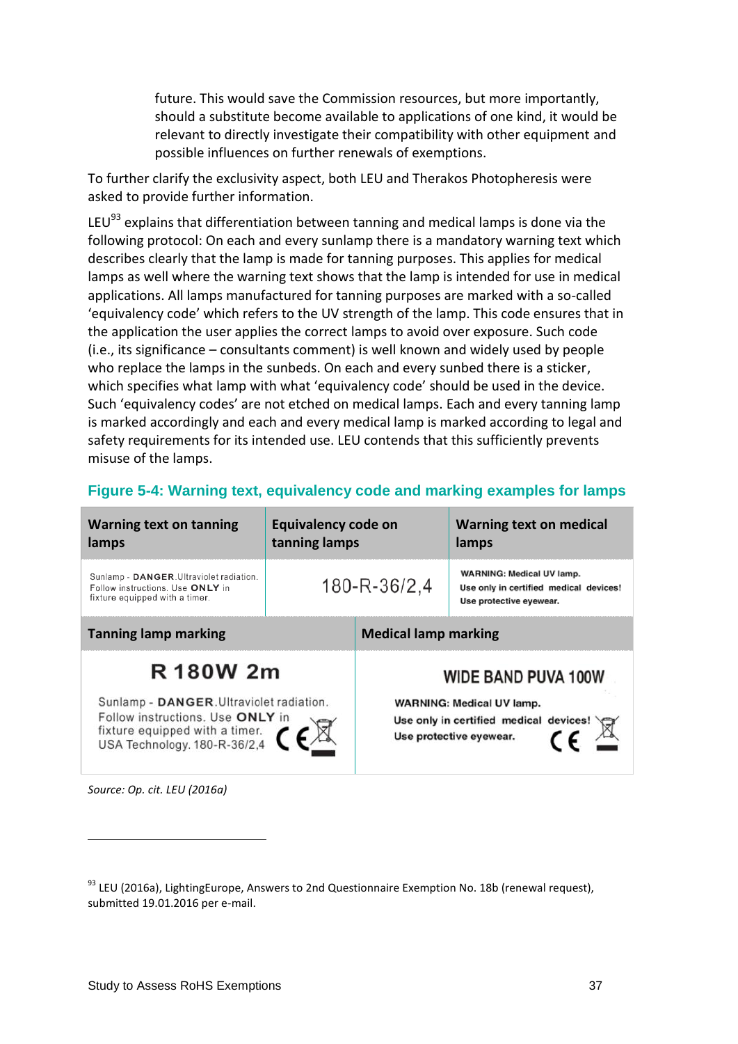future. This would save the Commission resources, but more importantly, should a substitute become available to applications of one kind, it would be relevant to directly investigate their compatibility with other equipment and possible influences on further renewals of exemptions.

To further clarify the exclusivity aspect, both LEU and Therakos Photopheresis were asked to provide further information.

LEU[93] explains that differentiation between tanning and medical lamps is done via the following protocol: On each and every sunlamp there is a mandatory warning text which describes clearly that the lamp is made for tanning purposes. This applies for medical lamps as well where the warning text shows that the lamp is intended for use in medical applications. All lamps manufactured for tanning purposes are marked with a so-called 'equivalency code' which refers to the UV strength of the lamp. This code ensures that in the application the user applies the correct lamps to avoid over exposure. Such code (i.e., its significance – consultants comment) is well known and widely used by people who replace the lamps in the sunbeds. On each and every sunbed there is a sticker, which specifies what lamp with what 'equivalency code' should be used in the device. Such 'equivalency codes' are not etched on medical lamps. Each and every tanning lamp is marked accordingly and each and every medical lamp is marked according to legal and safety requirements for its intended use. LEU contends that this sufficiently prevents misuse of the lamps.

**Figure 5-4: Warning text, equivalency code and marking examples for lamps**

| Warning text on tanning lamps | Equivalency code on tanning lamps | Warning text on medical lamps |
|---|---|---|
| Sunlamp - **DANGER**.Ultraviolet radiation. Follow instructions. Use **ONLY** in fixture equipped with a timer. | 180-R-36/2,4 | **WARNING: Medical UV lamp. Use only in certified medical devices! Use protective eyewear.** |

| Tanning lamp marking | Medical lamp marking |
|---|---|
| **R 180W 2m** Sunlamp - **DANGER**.Ultraviolet radiation. Follow instructions. Use **ONLY** in fixture equipped with a timer. USA Technology. 180-R-36/2,4 CE | WIDE BAND PUVA 100W **WARNING: Medical UV lamp. Use only in certified medical devices! Use protective eyewear.** CE |

*Source: Op. cit. LEU (2016a)*

[93] LEU (2016a), LightingEurope, Answers to 2nd Questionnaire Exemption No. 18b (renewal request), submitted 19.01.2016 per e-mail.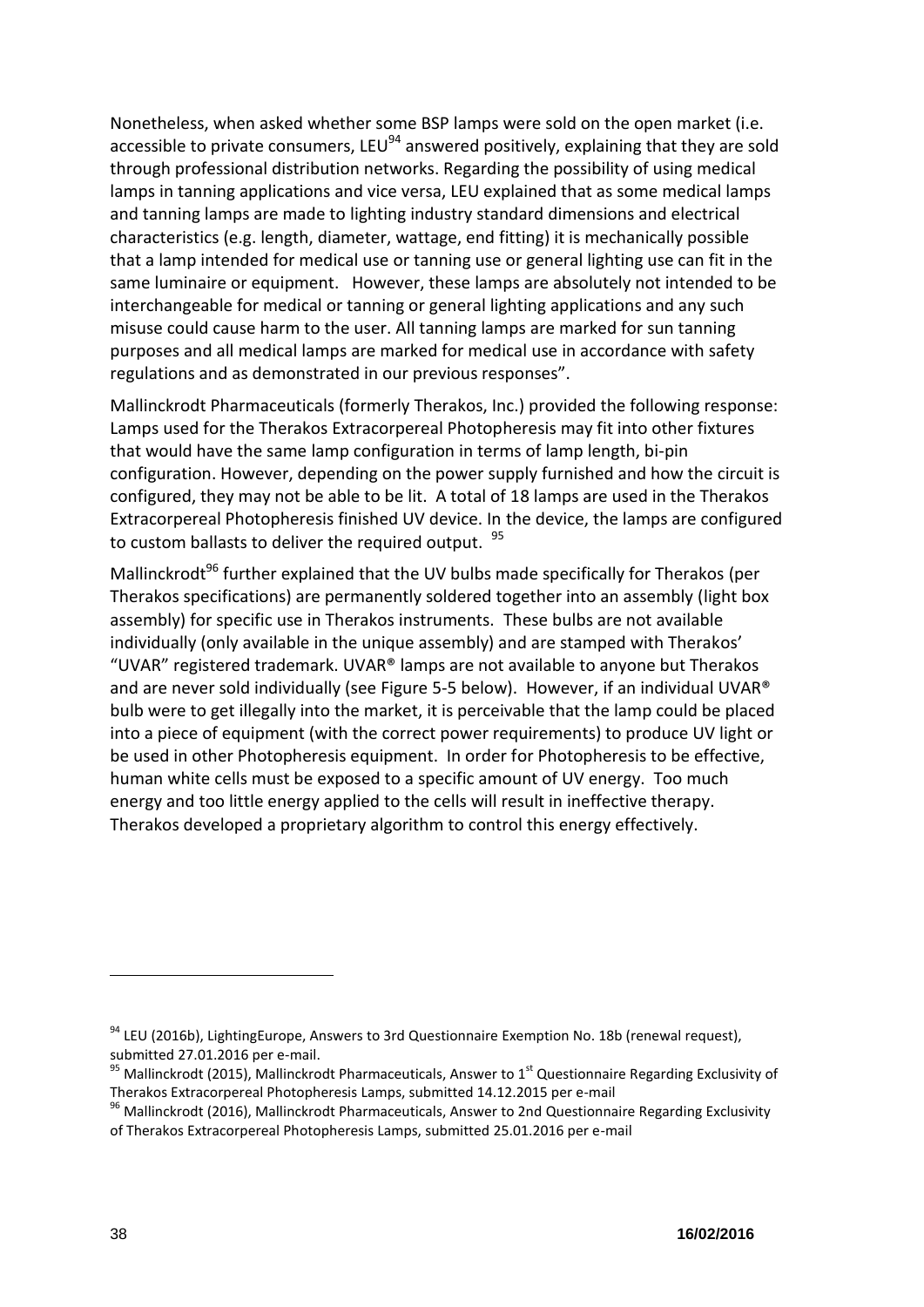Nonetheless, when asked whether some BSP lamps were sold on the open market (i.e. accessible to private consumers, LEU[94] answered positively, explaining that they are sold through professional distribution networks. Regarding the possibility of using medical lamps in tanning applications and vice versa, LEU explained that as some medical lamps and tanning lamps are made to lighting industry standard dimensions and electrical characteristics (e.g. length, diameter, wattage, end fitting) it is mechanically possible that a lamp intended for medical use or tanning use or general lighting use can fit in the same luminaire or equipment. However, these lamps are absolutely not intended to be interchangeable for medical or tanning or general lighting applications and any such misuse could cause harm to the user. All tanning lamps are marked for sun tanning purposes and all medical lamps are marked for medical use in accordance with safety regulations and as demonstrated in our previous responses".

Mallinckrodt Pharmaceuticals (formerly Therakos, Inc.) provided the following response: Lamps used for the Therakos Extracorpereal Photopheresis may fit into other fixtures that would have the same lamp configuration in terms of lamp length, bi-pin configuration. However, depending on the power supply furnished and how the circuit is configured, they may not be able to be lit. A total of 18 lamps are used in the Therakos Extracorpereal Photopheresis finished UV device. In the device, the lamps are configured to custom ballasts to deliver the required output. [95]

Mallinckrodt[96] further explained that the UV bulbs made specifically for Therakos (per Therakos specifications) are permanently soldered together into an assembly (light box assembly) for specific use in Therakos instruments. These bulbs are not available individually (only available in the unique assembly) and are stamped with Therakos' "UVAR" registered trademark. UVAR® lamps are not available to anyone but Therakos and are never sold individually (see Figure 5-5 below). However, if an individual UVAR® bulb were to get illegally into the market, it is perceivable that the lamp could be placed into a piece of equipment (with the correct power requirements) to produce UV light or be used in other Photopheresis equipment. In order for Photopheresis to be effective, human white cells must be exposed to a specific amount of UV energy. Too much energy and too little energy applied to the cells will result in ineffective therapy. Therakos developed a proprietary algorithm to control this energy effectively.

---

[94] LEU (2016b), LightingEurope, Answers to 3rd Questionnaire Exemption No. 18b (renewal request), submitted 27.01.2016 per e-mail.

[95] Mallinckrodt (2015), Mallinckrodt Pharmaceuticals, Answer to 1st Questionnaire Regarding Exclusivity of Therakos Extracorpereal Photopheresis Lamps, submitted 14.12.2015 per e-mail

[96] Mallinckrodt (2016), Mallinckrodt Pharmaceuticals, Answer to 2nd Questionnaire Regarding Exclusivity of Therakos Extracorpereal Photopheresis Lamps, submitted 25.01.2016 per e-mail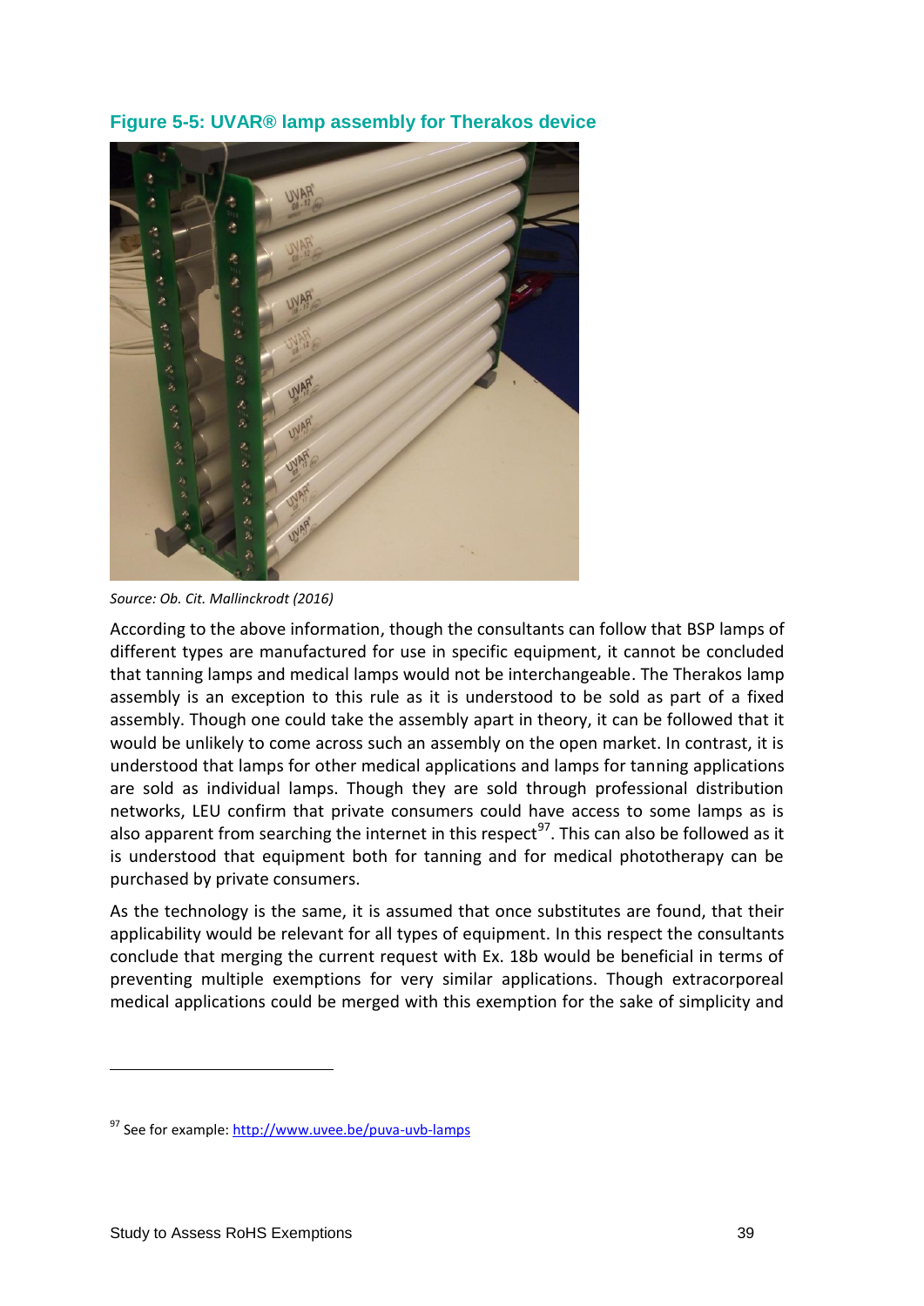**Figure 5-5: UVAR® lamp assembly for Therakos device**

*Source: Ob. Cit. Mallinckrodt (2016)*

According to the above information, though the consultants can follow that BSP lamps of different types are manufactured for use in specific equipment, it cannot be concluded that tanning lamps and medical lamps would not be interchangeable. The Therakos lamp assembly is an exception to this rule as it is understood to be sold as part of a fixed assembly. Though one could take the assembly apart in theory, it can be followed that it would be unlikely to come across such an assembly on the open market. In contrast, it is understood that lamps for other medical applications and lamps for tanning applications are sold as individual lamps. Though they are sold through professional distribution networks, LEU confirm that private consumers could have access to some lamps as is also apparent from searching the internet in this respect[97]. This can also be followed as it is understood that equipment both for tanning and for medical phototherapy can be purchased by private consumers.

As the technology is the same, it is assumed that once substitutes are found, that their applicability would be relevant for all types of equipment. In this respect the consultants conclude that merging the current request with Ex. 18b would be beneficial in terms of preventing multiple exemptions for very similar applications. Though extracorporeal medical applications could be merged with this exemption for the sake of simplicity and

[97] See for example: http://www.uvee.be/puva-uvb-lamps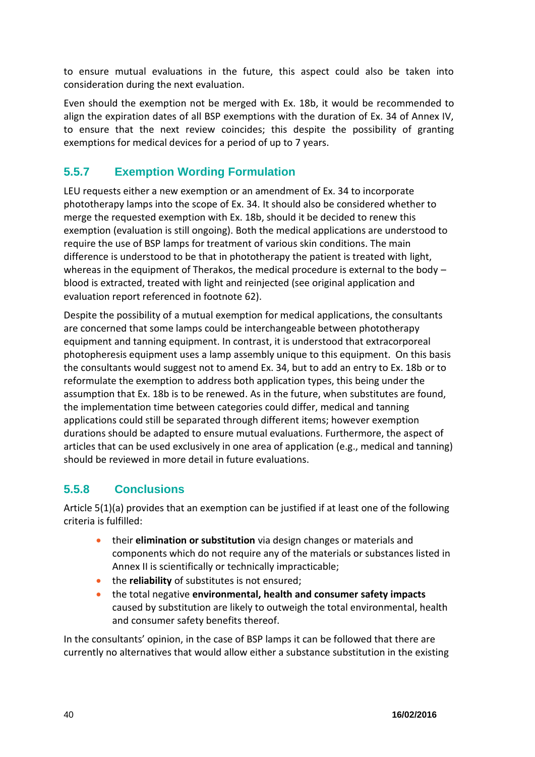to ensure mutual evaluations in the future, this aspect could also be taken into consideration during the next evaluation.

Even should the exemption not be merged with Ex. 18b, it would be recommended to align the expiration dates of all BSP exemptions with the duration of Ex. 34 of Annex IV, to ensure that the next review coincides; this despite the possibility of granting exemptions for medical devices for a period of up to 7 years.

### 5.5.7 Exemption Wording Formulation

LEU requests either a new exemption or an amendment of Ex. 34 to incorporate phototherapy lamps into the scope of Ex. 34. It should also be considered whether to merge the requested exemption with Ex. 18b, should it be decided to renew this exemption (evaluation is still ongoing). Both the medical applications are understood to require the use of BSP lamps for treatment of various skin conditions. The main difference is understood to be that in phototherapy the patient is treated with light, whereas in the equipment of Therakos, the medical procedure is external to the body – blood is extracted, treated with light and reinjected (see original application and evaluation report referenced in footnote 62).

Despite the possibility of a mutual exemption for medical applications, the consultants are concerned that some lamps could be interchangeable between phototherapy equipment and tanning equipment. In contrast, it is understood that extracorporeal photopheresis equipment uses a lamp assembly unique to this equipment. On this basis the consultants would suggest not to amend Ex. 34, but to add an entry to Ex. 18b or to reformulate the exemption to address both application types, this being under the assumption that Ex. 18b is to be renewed. As in the future, when substitutes are found, the implementation time between categories could differ, medical and tanning applications could still be separated through different items; however exemption durations should be adapted to ensure mutual evaluations. Furthermore, the aspect of articles that can be used exclusively in one area of application (e.g., medical and tanning) should be reviewed in more detail in future evaluations.

### 5.5.8 Conclusions

Article 5(1)(a) provides that an exemption can be justified if at least one of the following criteria is fulfilled:

- their **elimination or substitution** via design changes or materials and components which do not require any of the materials or substances listed in Annex II is scientifically or technically impracticable;
- the **reliability** of substitutes is not ensured;
- the total negative **environmental, health and consumer safety impacts** caused by substitution are likely to outweigh the total environmental, health and consumer safety benefits thereof.

In the consultants' opinion, in the case of BSP lamps it can be followed that there are currently no alternatives that would allow either a substance substitution in the existing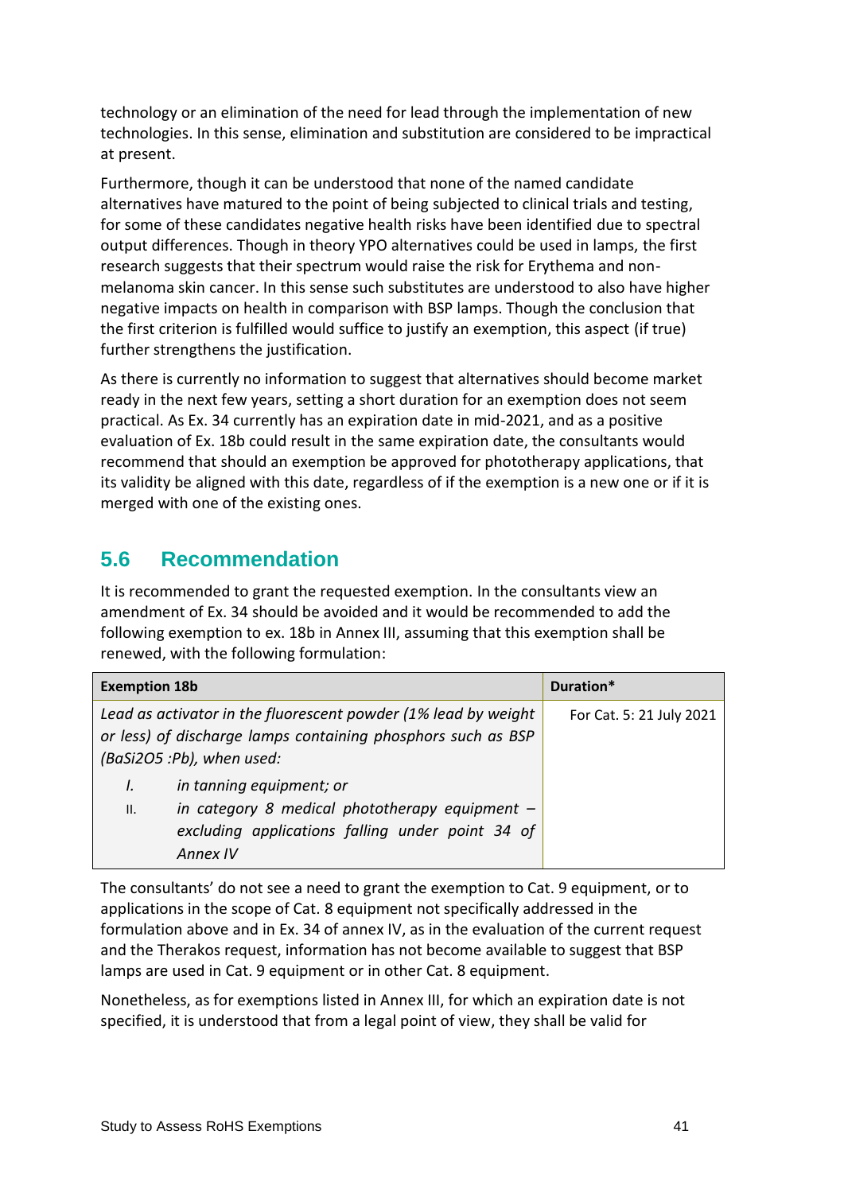technology or an elimination of the need for lead through the implementation of new technologies. In this sense, elimination and substitution are considered to be impractical at present.

Furthermore, though it can be understood that none of the named candidate alternatives have matured to the point of being subjected to clinical trials and testing, for some of these candidates negative health risks have been identified due to spectral output differences. Though in theory YPO alternatives could be used in lamps, the first research suggests that their spectrum would raise the risk for Erythema and non-melanoma skin cancer. In this sense such substitutes are understood to also have higher negative impacts on health in comparison with BSP lamps. Though the conclusion that the first criterion is fulfilled would suffice to justify an exemption, this aspect (if true) further strengthens the justification.

As there is currently no information to suggest that alternatives should become market ready in the next few years, setting a short duration for an exemption does not seem practical. As Ex. 34 currently has an expiration date in mid-2021, and as a positive evaluation of Ex. 18b could result in the same expiration date, the consultants would recommend that should an exemption be approved for phototherapy applications, that its validity be aligned with this date, regardless of if the exemption is a new one or if it is merged with one of the existing ones.

## 5.6 Recommendation

It is recommended to grant the requested exemption. In the consultants view an amendment of Ex. 34 should be avoided and it would be recommended to add the following exemption to ex. 18b in Annex III, assuming that this exemption shall be renewed, with the following formulation:

| Exemption 18b | Duration* |
|---|---|
| *Lead as activator in the fluorescent powder (1% lead by weight or less) of discharge lamps containing phosphors such as BSP ($BaSi_2O_5$ :Pb), when used:*<br>*I. in tanning equipment; or*<br>*II. in category 8 medical phototherapy equipment – excluding applications falling under point 34 of Annex IV* | For Cat. 5: 21 July 2021 |

The consultants' do not see a need to grant the exemption to Cat. 9 equipment, or to applications in the scope of Cat. 8 equipment not specifically addressed in the formulation above and in Ex. 34 of annex IV, as in the evaluation of the current request and the Therakos request, information has not become available to suggest that BSP lamps are used in Cat. 9 equipment or in other Cat. 8 equipment.

Nonetheless, as for exemptions listed in Annex III, for which an expiration date is not specified, it is understood that from a legal point of view, they shall be valid for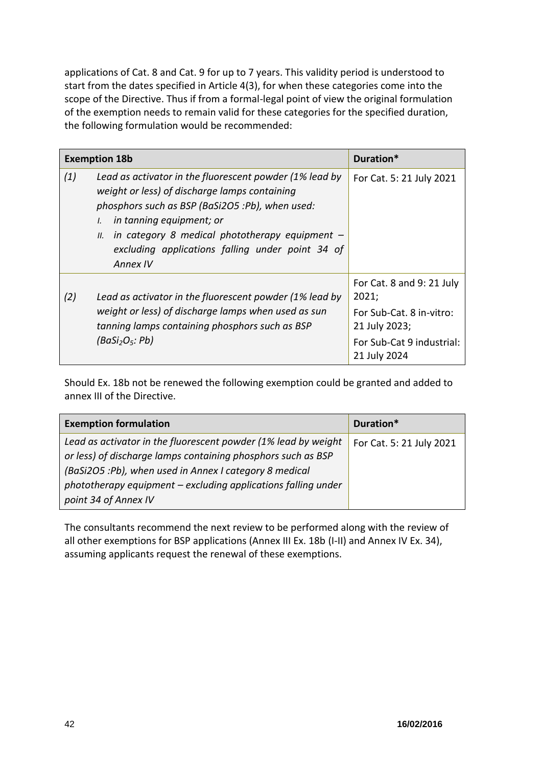applications of Cat. 8 and Cat. 9 for up to 7 years. This validity period is understood to start from the dates specified in Article 4(3), for when these categories come into the scope of the Directive. Thus if from a formal-legal point of view the original formulation of the exemption needs to remain valid for these categories for the specified duration, the following formulation would be recommended:

| | Exemption 18b | Duration* |
|---|---|---|
| *(1)* | *Lead as activator in the fluorescent powder (1% lead by weight or less) of discharge lamps containing phosphors such as BSP (BaSi2O5 :Pb), when used:*<br>*I. in tanning equipment; or*<br>*II. in category 8 medical phototherapy equipment – excluding applications falling under point 34 of Annex IV* | For Cat. 5: 21 July 2021 |
| *(2)* | *Lead as activator in the fluorescent powder (1% lead by weight or less) of discharge lamps when used as sun tanning lamps containing phosphors such as BSP ($BaSi_2O_5$: Pb)* | For Cat. 8 and 9: 21 July 2021;<br>For Sub-Cat. 8 in-vitro: 21 July 2023;<br>For Sub-Cat 9 industrial: 21 July 2024 |

Should Ex. 18b not be renewed the following exemption could be granted and added to annex III of the Directive.

| Exemption formulation | Duration* |
|---|---|
| *Lead as activator in the fluorescent powder (1% lead by weight or less) of discharge lamps containing phosphors such as BSP (BaSi2O5 :Pb), when used in Annex I category 8 medical phototherapy equipment – excluding applications falling under point 34 of Annex IV* | For Cat. 5: 21 July 2021 |

The consultants recommend the next review to be performed along with the review of all other exemptions for BSP applications (Annex III Ex. 18b (I-II) and Annex IV Ex. 34), assuming applicants request the renewal of these exemptions.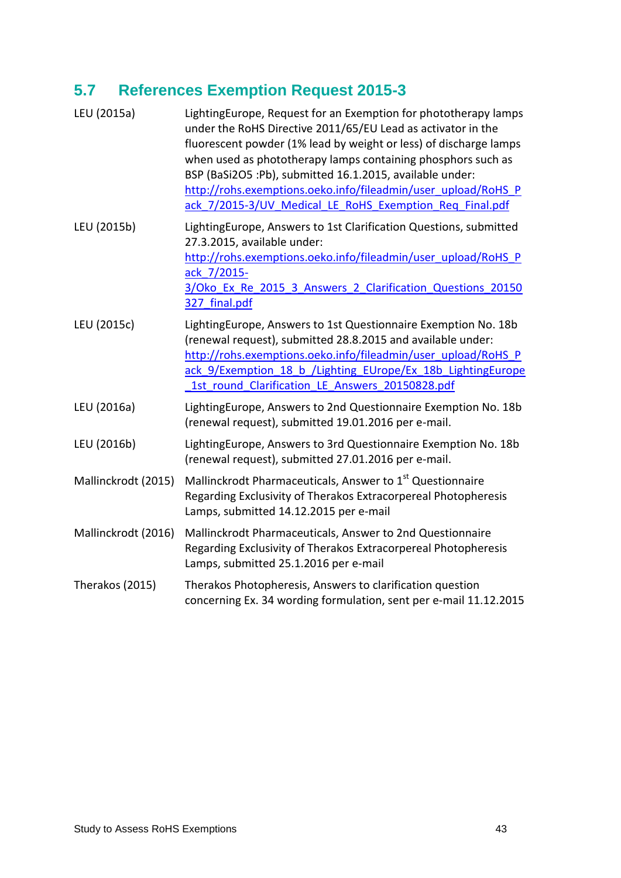## 5.7 References Exemption Request 2015-3

| | |
|---|---|
| LEU (2015a) | LightingEurope, Request for an Exemption for phototherapy lamps under the RoHS Directive 2011/65/EU Lead as activator in the fluorescent powder (1% lead by weight or less) of discharge lamps when used as phototherapy lamps containing phosphors such as BSP (BaSi2O5 :Pb), submitted 16.1.2015, available under: http://rohs.exemptions.oeko.info/fileadmin/user_upload/RoHS_Pack_7/2015-3/UV_Medical_LE_RoHS_Exemption_Req_Final.pdf |
| LEU (2015b) | LightingEurope, Answers to 1st Clarification Questions, submitted 27.3.2015, available under: http://rohs.exemptions.oeko.info/fileadmin/user_upload/RoHS_Pack_7/2015-3/Oko_Ex_Re_2015_3_Answers_2_Clarification_Questions_20150327_final.pdf |
| LEU (2015c) | LightingEurope, Answers to 1st Questionnaire Exemption No. 18b (renewal request), submitted 28.8.2015 and available under: http://rohs.exemptions.oeko.info/fileadmin/user_upload/RoHS_Pack_9/Exemption_18_b_/Lighting_EUrope/Ex_18b_LightingEurope_1st_round_Clarification_LE_Answers_20150828.pdf |
| LEU (2016a) | LightingEurope, Answers to 2nd Questionnaire Exemption No. 18b (renewal request), submitted 19.01.2016 per e-mail. |
| LEU (2016b) | LightingEurope, Answers to 3rd Questionnaire Exemption No. 18b (renewal request), submitted 27.01.2016 per e-mail. |
| Mallinckrodt (2015) | Mallinckrodt Pharmaceuticals, Answer to 1st Questionnaire Regarding Exclusivity of Therakos Extracorporeal Photopheresis Lamps, submitted 14.12.2015 per e-mail |
| Mallinckrodt (2016) | Mallinckrodt Pharmaceuticals, Answer to 2nd Questionnaire Regarding Exclusivity of Therakos Extracorporeal Photopheresis Lamps, submitted 25.1.2016 per e-mail |
| Therakos (2015) | Therakos Photopheresis, Answers to clarification question concerning Ex. 34 wording formulation, sent per e-mail 11.12.2015 |